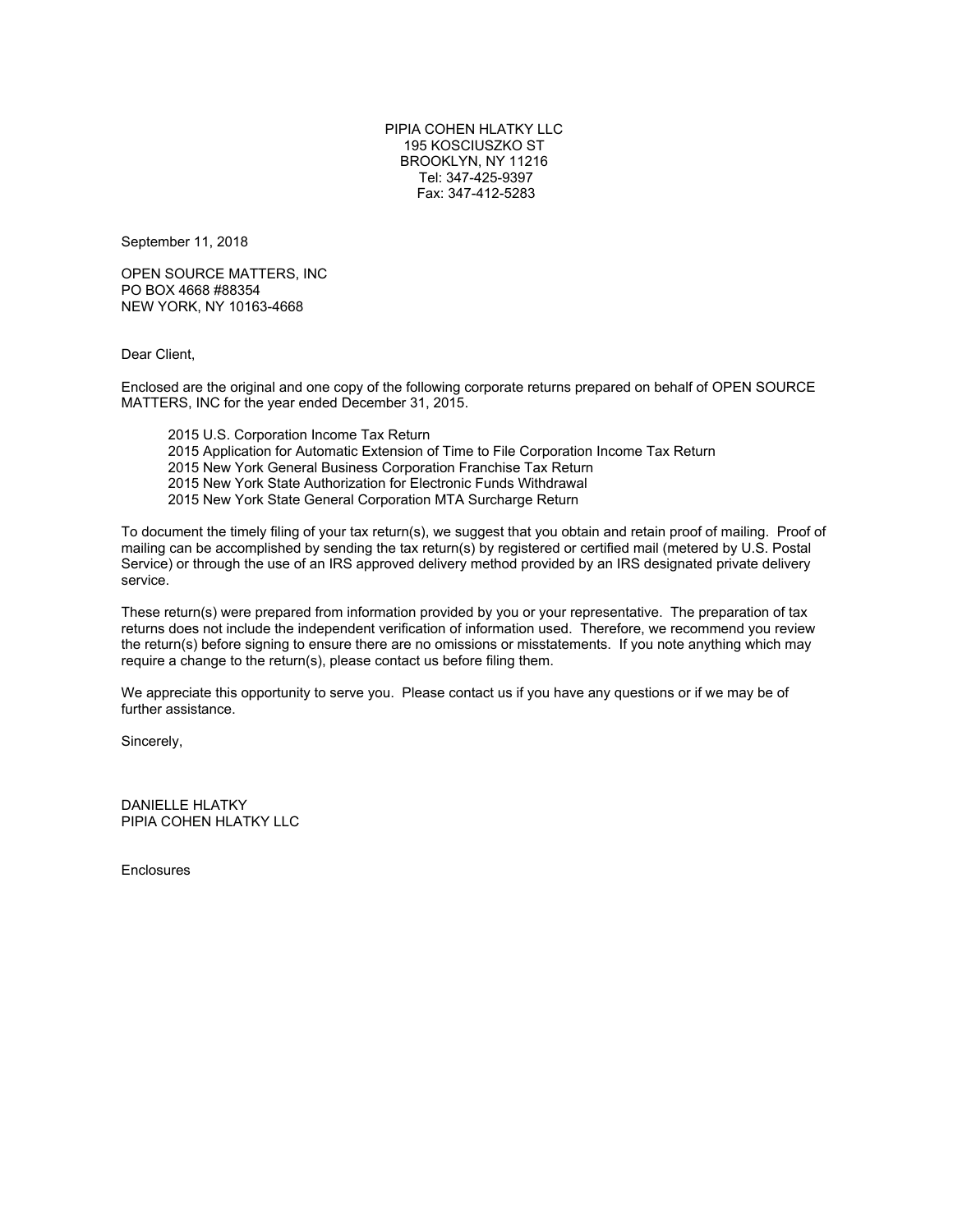PIPIA COHEN HLATKY LLC
195 KOSCIUSZKO ST
BROOKLYN, NY 11216
Tel: 347-425-9397
Fax: 347-412-5283

September 11, 2018

OPEN SOURCE MATTERS, INC
PO BOX 4668 #88354
NEW YORK, NY 10163-4668

Dear Client,

Enclosed are the original and one copy of the following corporate returns prepared on behalf of OPEN SOURCE MATTERS, INC for the year ended December 31, 2015.

- 2015 U.S. Corporation Income Tax Return
- 2015 Application for Automatic Extension of Time to File Corporation Income Tax Return
- 2015 New York General Business Corporation Franchise Tax Return
- 2015 New York State Authorization for Electronic Funds Withdrawal
- 2015 New York State General Corporation MTA Surcharge Return

To document the timely filing of your tax return(s), we suggest that you obtain and retain proof of mailing. Proof of mailing can be accomplished by sending the tax return(s) by registered or certified mail (metered by U.S. Postal Service) or through the use of an IRS approved delivery method provided by an IRS designated private delivery service.

These return(s) were prepared from information provided by you or your representative. The preparation of tax returns does not include the independent verification of information used. Therefore, we recommend you review the return(s) before signing to ensure there are no omissions or misstatements. If you note anything which may require a change to the return(s), please contact us before filing them.

We appreciate this opportunity to serve you. Please contact us if you have any questions or if we may be of further assistance.

Sincerely,

DANIELLE HLATKY
PIPIA COHEN HLATKY LLC

Enclosures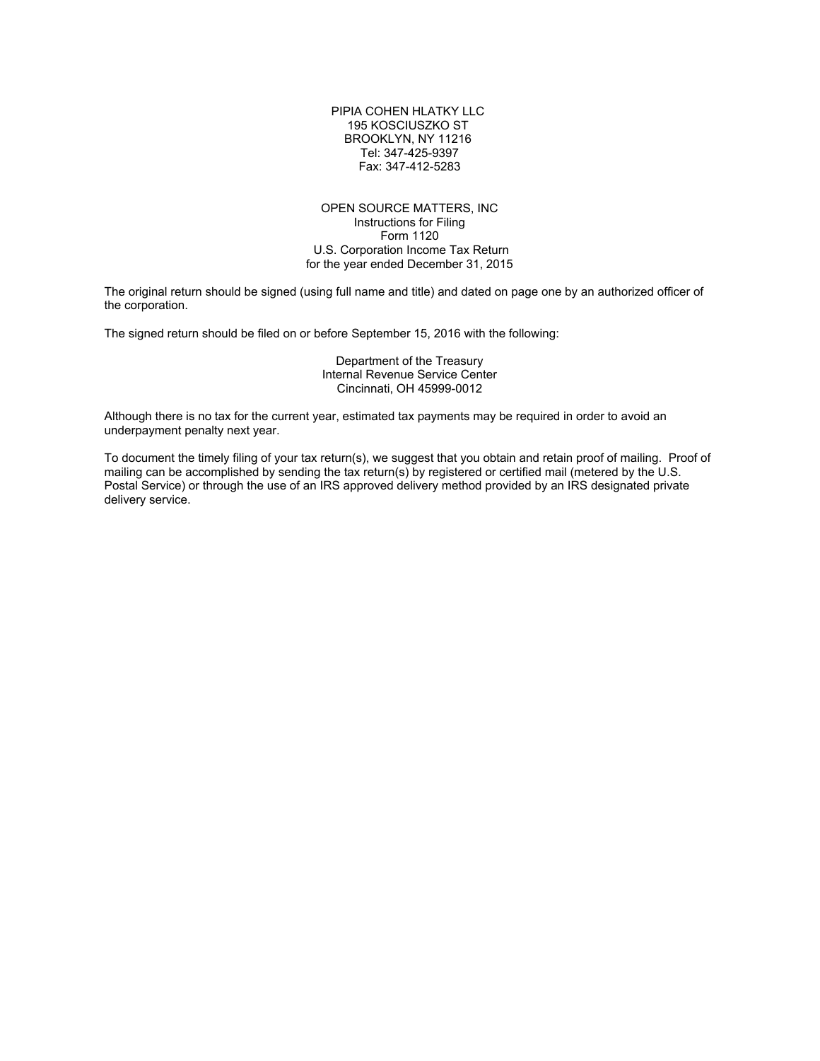PIPIA COHEN HLATKY LLC
195 KOSCIUSZKO ST
BROOKLYN, NY 11216
Tel: 347-425-9397
Fax: 347-412-5283

OPEN SOURCE MATTERS, INC
Instructions for Filing
Form 1120
U.S. Corporation Income Tax Return
for the year ended December 31, 2015

The original return should be signed (using full name and title) and dated on page one by an authorized officer of the corporation.

The signed return should be filed on or before September 15, 2016 with the following:

Department of the Treasury
Internal Revenue Service Center
Cincinnati, OH 45999-0012

Although there is no tax for the current year, estimated tax payments may be required in order to avoid an underpayment penalty next year.

To document the timely filing of your tax return(s), we suggest that you obtain and retain proof of mailing. Proof of mailing can be accomplished by sending the tax return(s) by registered or certified mail (metered by the U.S. Postal Service) or through the use of an IRS approved delivery method provided by an IRS designated private delivery service.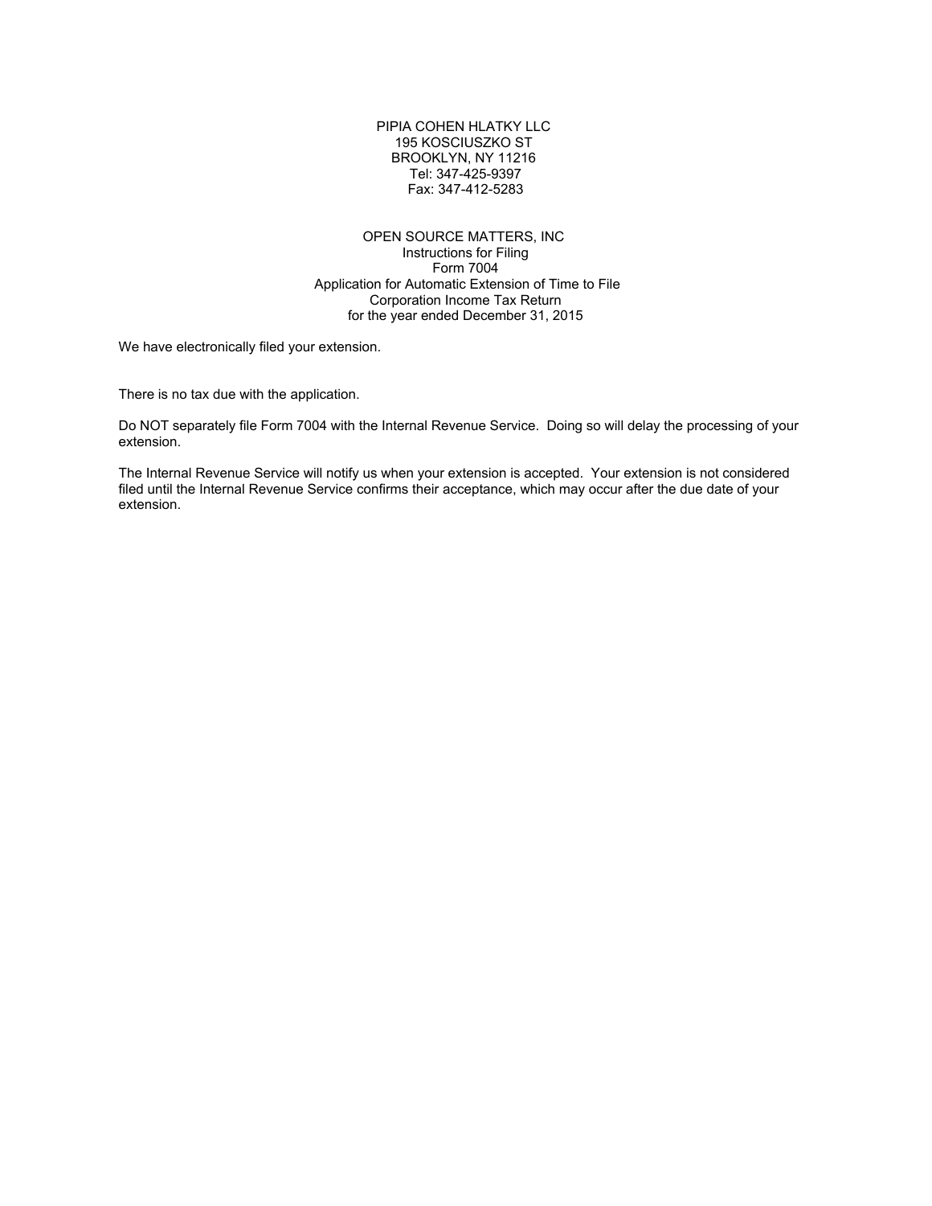PIPIA COHEN HLATKY LLC
195 KOSCIUSZKO ST
BROOKLYN, NY 11216
Tel: 347-425-9397
Fax: 347-412-5283

OPEN SOURCE MATTERS, INC
Instructions for Filing
Form 7004
Application for Automatic Extension of Time to File
Corporation Income Tax Return
for the year ended December 31, 2015

We have electronically filed your extension.

There is no tax due with the application.

Do NOT separately file Form 7004 with the Internal Revenue Service. Doing so will delay the processing of your extension.

The Internal Revenue Service will notify us when your extension is accepted. Your extension is not considered filed until the Internal Revenue Service confirms their acceptance, which may occur after the due date of your extension.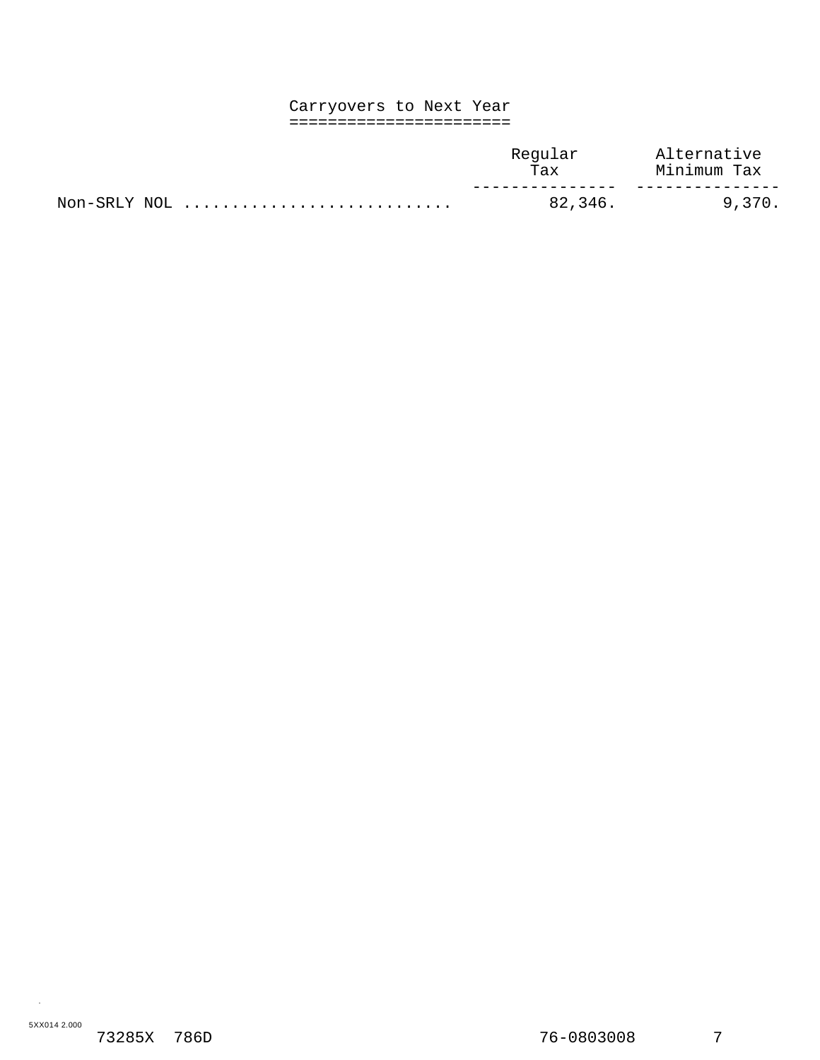## Carryovers to Next Year

| | Regular Tax | Alternative Minimum Tax |
|---|---|---|
| Non-SRLY NOL | 82,346. | 9,370. |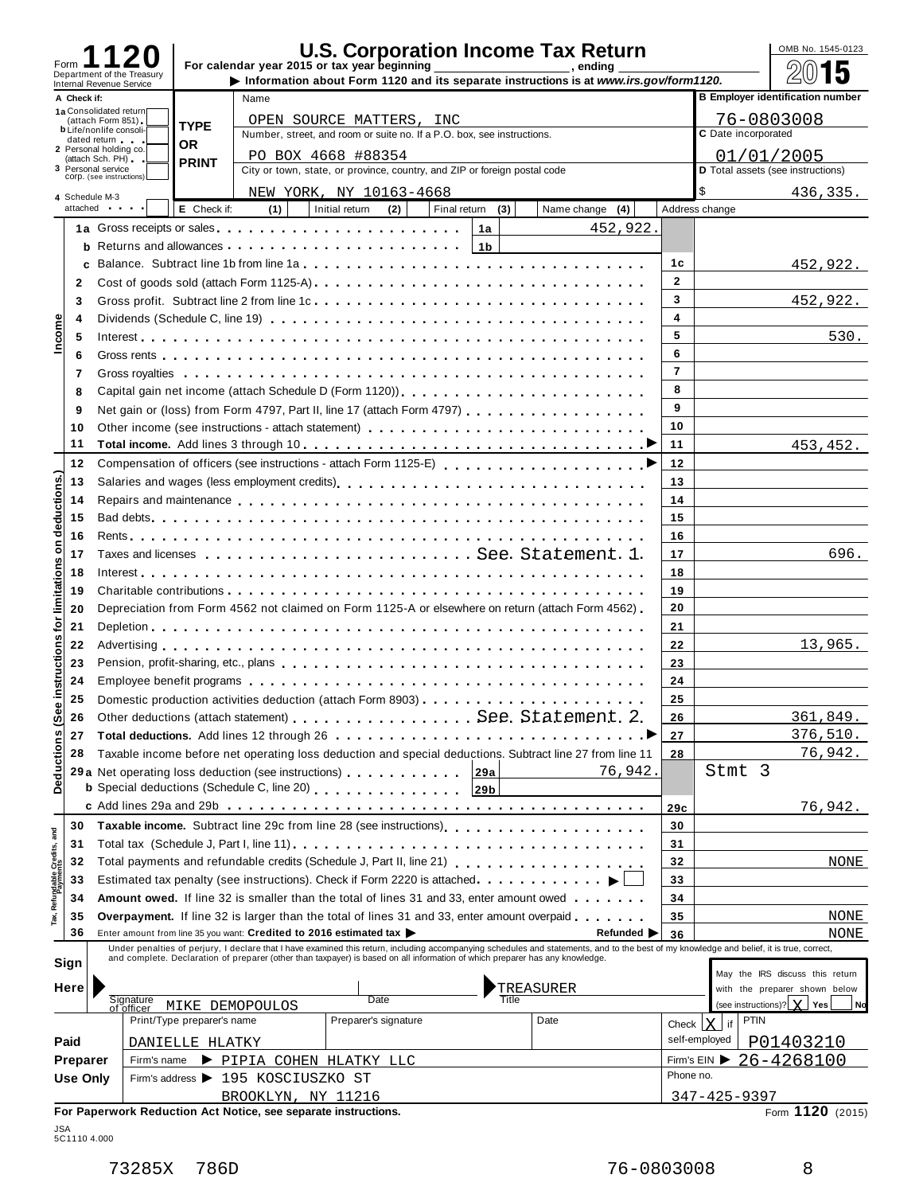Form **1120**
Department of the Treasury
Internal Revenue Service

# U.S. Corporation Income Tax Return

For calendar year 2015 or tax year beginning ____________, ending ____________

▶ Information about Form 1120 and its separate instructions is at *www.irs.gov/form1120.*

OMB No. 1545-0123

**2015**

| A Check if: | | | |
|---|---|---|---|
| 1a Consolidated return (attach Form 851) | TYPE OR PRINT | Name: OPEN SOURCE MATTERS, INC | B Employer identification number: 76-0803008 |
| b Life/nonlife consolidated return | | Number, street, and room or suite no. If a P.O. box, see instructions: PO BOX 4668 #88354 | C Date incorporated: 01/01/2005 |
| 2 Personal holding co. (attach Sch. PH) | | City or town, state, or province, country, and ZIP or foreign postal code: NEW YORK, NY 10163-4668 | D Total assets (see instructions): $ 436,335. |
| 3 Personal service corp. (see instructions) | | | |
| 4 Schedule M-3 attached | | E Check if: (1) Initial return (2) Final return (3) Name change (4) Address change | |

## Income

| Line | Description | | Amount |
|---|---|---|---|
| 1a | Gross receipts or sales | 1a | 452,922. |
| b | Returns and allowances | 1b | |
| c | Balance. Subtract line 1b from line 1a | 1c | 452,922. |
| 2 | Cost of goods sold (attach Form 1125-A) | 2 | |
| 3 | Gross profit. Subtract line 2 from line 1c | 3 | 452,922. |
| 4 | Dividends (Schedule C, line 19) | 4 | |
| 5 | Interest | 5 | 530. |
| 6 | Gross rents | 6 | |
| 7 | Gross royalties | 7 | |
| 8 | Capital gain net income (attach Schedule D (Form 1120)) | 8 | |
| 9 | Net gain or (loss) from Form 4797, Part II, line 17 (attach Form 4797) | 9 | |
| 10 | Other income (see instructions - attach statement) | 10 | |
| 11 | **Total income.** Add lines 3 through 10 | 11 | 453,452. |

## Deductions (See instructions for limitations on deductions.)

| Line | Description | | Amount |
|---|---|---|---|
| 12 | Compensation of officers (see instructions - attach Form 1125-E) | 12 | |
| 13 | Salaries and wages (less employment credits) | 13 | |
| 14 | Repairs and maintenance | 14 | |
| 15 | Bad debts | 15 | |
| 16 | Rents | 16 | |
| 17 | Taxes and licenses — See Statement 1 | 17 | 696. |
| 18 | Interest | 18 | |
| 19 | Charitable contributions | 19 | |
| 20 | Depreciation from Form 4562 not claimed on Form 1125-A or elsewhere on return (attach Form 4562) | 20 | |
| 21 | Depletion | 21 | |
| 22 | Advertising | 22 | 13,965. |
| 23 | Pension, profit-sharing, etc., plans | 23 | |
| 24 | Employee benefit programs | 24 | |
| 25 | Domestic production activities deduction (attach Form 8903) | 25 | |
| 26 | Other deductions (attach statement) — See Statement 2 | 26 | 361,849. |
| 27 | **Total deductions.** Add lines 12 through 26 | 27 | 376,510. |
| 28 | Taxable income before net operating loss deduction and special deductions. Subtract line 27 from line 11 | 28 | 76,942. |
| 29a | Net operating loss deduction (see instructions) — 29a: 76,942. | | Stmt 3 |
| b | Special deductions (Schedule C, line 20) — 29b | | |
| c | Add lines 29a and 29b | 29c | 76,942. |

## Tax, Refundable Credits, and Payments

| Line | Description | | Amount |
|---|---|---|---|
| 30 | **Taxable income.** Subtract line 29c from line 28 (see instructions) | 30 | |
| 31 | Total tax (Schedule J, Part I, line 11) | 31 | |
| 32 | Total payments and refundable credits (Schedule J, Part II, line 21) | 32 | NONE |
| 33 | Estimated tax penalty (see instructions). Check if Form 2220 is attached ▶ ☐ | 33 | |
| 34 | **Amount owed.** If line 32 is smaller than the total of lines 31 and 33, enter amount owed | 34 | |
| 35 | **Overpayment.** If line 32 is larger than the total of lines 31 and 33, enter amount overpaid | 35 | NONE |
| 36 | Enter amount from line 35 you want: **Credited to 2016 estimated tax** ▶ — Refunded ▶ | 36 | NONE |

**Sign Here**

Under penalties of perjury, I declare that I have examined this return, including accompanying schedules and statements, and to the best of my knowledge and belief, it is true, correct, and complete. Declaration of preparer (other than taxpayer) is based on all information of which preparer has any knowledge.

Signature of officer: MIKE DEMOPOULOS | Date | Title: TREASURER

May the IRS discuss this return with the preparer shown below (see instructions)? [X] Yes [ ] No

**Paid Preparer Use Only**

| Print/Type preparer's name | Preparer's signature | Date | Check [X] if self-employed | PTIN |
|---|---|---|---|---|
| DANIELLE HLATKY | | | | P01403210 |

Firm's name ▶ PIPIA COHEN HLATKY LLC — Firm's EIN ▶ 26-4268100

Firm's address ▶ 195 KOSCIUSZKO ST, BROOKLYN, NY 11216 — Phone no. 347-425-9397

**For Paperwork Reduction Act Notice, see separate instructions.** Form **1120** (2015)

JSA 5C1110 4.000

73285X 786D 76-0803008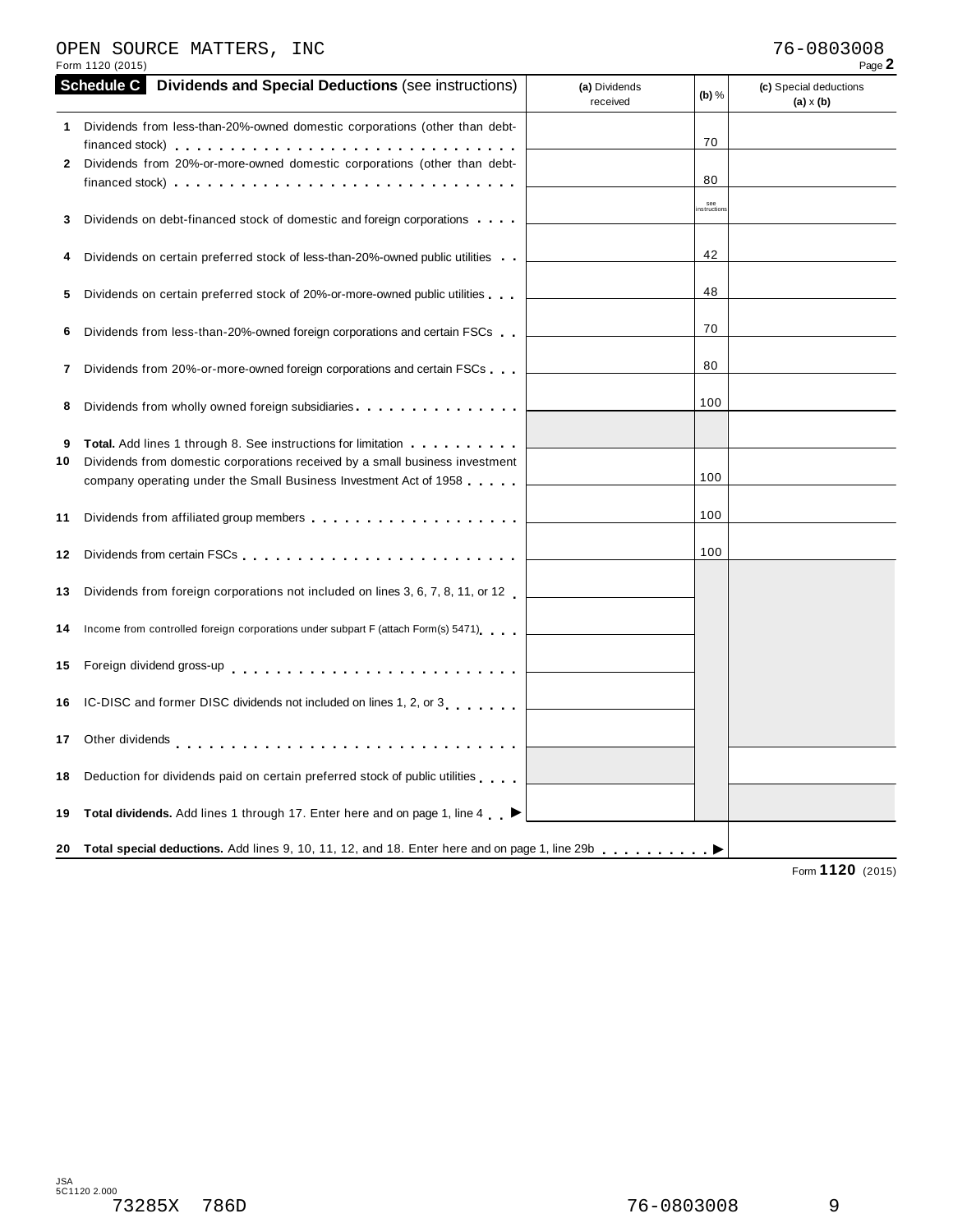OPEN SOURCE MATTERS, INC 76-0803008

Form 1120 (2015) Page **2**

## Schedule C Dividends and Special Deductions (see instructions)

| | | (a) Dividends received | (b) % | (c) Special deductions (a) x (b) |
|---|---|---|---|---|
| 1 | Dividends from less-than-20%-owned domestic corporations (other than debt-financed stock) | | 70 | |
| 2 | Dividends from 20%-or-more-owned domestic corporations (other than debt-financed stock) | | 80 | |
| 3 | Dividends on debt-financed stock of domestic and foreign corporations | | see instructions | |
| 4 | Dividends on certain preferred stock of less-than-20%-owned public utilities | | 42 | |
| 5 | Dividends on certain preferred stock of 20%-or-more-owned public utilities | | 48 | |
| 6 | Dividends from less-than-20%-owned foreign corporations and certain FSCs | | 70 | |
| 7 | Dividends from 20%-or-more-owned foreign corporations and certain FSCs | | 80 | |
| 8 | Dividends from wholly owned foreign subsidiaries | | 100 | |
| 9 | **Total.** Add lines 1 through 8. See instructions for limitation | | | |
| 10 | Dividends from domestic corporations received by a small business investment company operating under the Small Business Investment Act of 1958 | | 100 | |
| 11 | Dividends from affiliated group members | | 100 | |
| 12 | Dividends from certain FSCs | | 100 | |
| 13 | Dividends from foreign corporations not included on lines 3, 6, 7, 8, 11, or 12 | | | |
| 14 | Income from controlled foreign corporations under subpart F (attach Form(s) 5471) | | | |
| 15 | Foreign dividend gross-up | | | |
| 16 | IC-DISC and former DISC dividends not included on lines 1, 2, or 3 | | | |
| 17 | Other dividends | | | |
| 18 | Deduction for dividends paid on certain preferred stock of public utilities | | | |
| 19 | **Total dividends.** Add lines 1 through 17. Enter here and on page 1, line 4 ▶ | | | |
| 20 | **Total special deductions.** Add lines 9, 10, 11, 12, and 18. Enter here and on page 1, line 29b ▶ | | | |

Form **1120** (2015)

JSA
5C1120 2.000

73285X 786D 76-0803008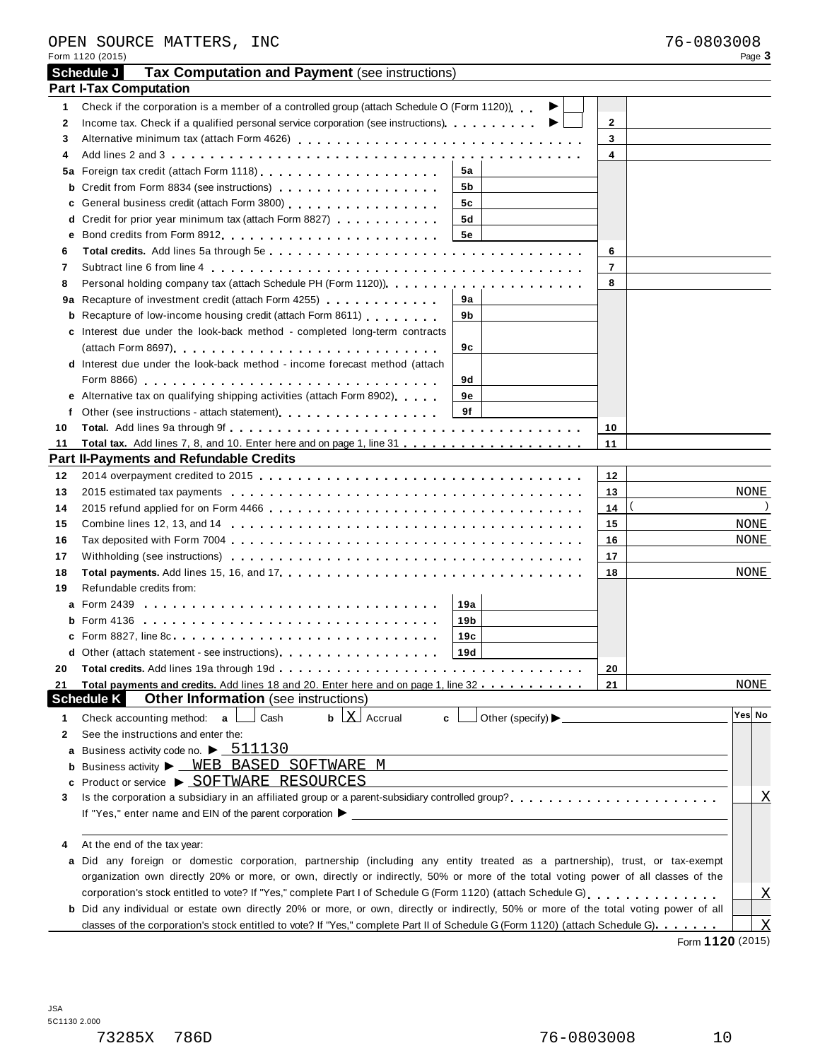OPEN SOURCE MATTERS, INC 76-0803008

Form 1120 (2015) Page **3**

## Schedule J Tax Computation and Payment (see instructions)

### Part I-Tax Computation

| Line | Description | Sub-line | Sub-amount | Line | Amount |
|---|---|---|---|---|---|
| 1 | Check if the corporation is a member of a controlled group (attach Schedule O (Form 1120)) ▶ ☐ | | | | |
| 2 | Income tax. Check if a qualified personal service corporation (see instructions) ▶ ☐ | | | 2 | |
| 3 | Alternative minimum tax (attach Form 4626) | | | 3 | |
| 4 | Add lines 2 and 3 | | | 4 | |
| 5a | Foreign tax credit (attach Form 1118) | 5a | | | |
| b | Credit from Form 8834 (see instructions) | 5b | | | |
| c | General business credit (attach Form 3800) | 5c | | | |
| d | Credit for prior year minimum tax (attach Form 8827) | 5d | | | |
| e | Bond credits from Form 8912 | 5e | | | |
| 6 | **Total credits.** Add lines 5a through 5e | | | 6 | |
| 7 | Subtract line 6 from line 4 | | | 7 | |
| 8 | Personal holding company tax (attach Schedule PH (Form 1120)) | | | 8 | |
| 9a | Recapture of investment credit (attach Form 4255) | 9a | | | |
| b | Recapture of low-income housing credit (attach Form 8611) | 9b | | | |
| c | Interest due under the look-back method - completed long-term contracts (attach Form 8697) | 9c | | | |
| d | Interest due under the look-back method - income forecast method (attach Form 8866) | 9d | | | |
| e | Alternative tax on qualifying shipping activities (attach Form 8902) | 9e | | | |
| f | Other (see instructions - attach statement) | 9f | | | |
| 10 | **Total.** Add lines 9a through 9f | | | 10 | |
| 11 | **Total tax.** Add lines 7, 8, and 10. Enter here and on page 1, line 31 | | | 11 | |

### Part II-Payments and Refundable Credits

| Line | Description | Sub-line | Sub-amount | Line | Amount |
|---|---|---|---|---|---|
| 12 | 2014 overpayment credited to 2015 | | | 12 | |
| 13 | 2015 estimated tax payments | | | 13 | NONE |
| 14 | 2015 refund applied for on Form 4466 | | | 14 | ( ) |
| 15 | Combine lines 12, 13, and 14 | | | 15 | NONE |
| 16 | Tax deposited with Form 7004 | | | 16 | NONE |
| 17 | Withholding (see instructions) | | | 17 | |
| 18 | **Total payments.** Add lines 15, 16, and 17 | | | 18 | NONE |
| 19 | Refundable credits from: | | | | |
| a | Form 2439 | 19a | | | |
| b | Form 4136 | 19b | | | |
| c | Form 8827, line 8c | 19c | | | |
| d | Other (attach statement - see instructions) | 19d | | | |
| 20 | **Total credits.** Add lines 19a through 19d | | | 20 | |
| 21 | **Total payments and credits.** Add lines 18 and 20. Enter here and on page 1, line 32 | | | 21 | NONE |

## Schedule K Other Information (see instructions)

| Line | Description | Yes | No |
|---|---|---|---|
| 1 | Check accounting method: **a** ☐ Cash **b** ☒ Accrual **c** ☐ Other (specify) ▶ | | |
| 2 | See the instructions and enter the: | | |
| a | Business activity code no. ▶ 511130 | | |
| b | Business activity ▶ WEB BASED SOFTWARE M | | |
| c | Product or service ▶ SOFTWARE RESOURCES | | |
| 3 | Is the corporation a subsidiary in an affiliated group or a parent-subsidiary controlled group? If "Yes," enter name and EIN of the parent corporation ▶ | | X |
| 4 | At the end of the tax year: | | |
| a | Did any foreign or domestic corporation, partnership (including any entity treated as a partnership), trust, or tax-exempt organization own directly 20% or more, or own, directly or indirectly, 50% or more of the total voting power of all classes of the corporation's stock entitled to vote? If "Yes," complete Part I of Schedule G (Form 1120) (attach Schedule G) | | X |
| b | Did any individual or estate own directly 20% or more, or own, directly or indirectly, 50% or more of the total voting power of all classes of the corporation's stock entitled to vote? If "Yes," complete Part II of Schedule G (Form 1120) (attach Schedule G) | | X |

Form **1120** (2015)

JSA
5C1130 2.000

73285X 786D 76-0803008 10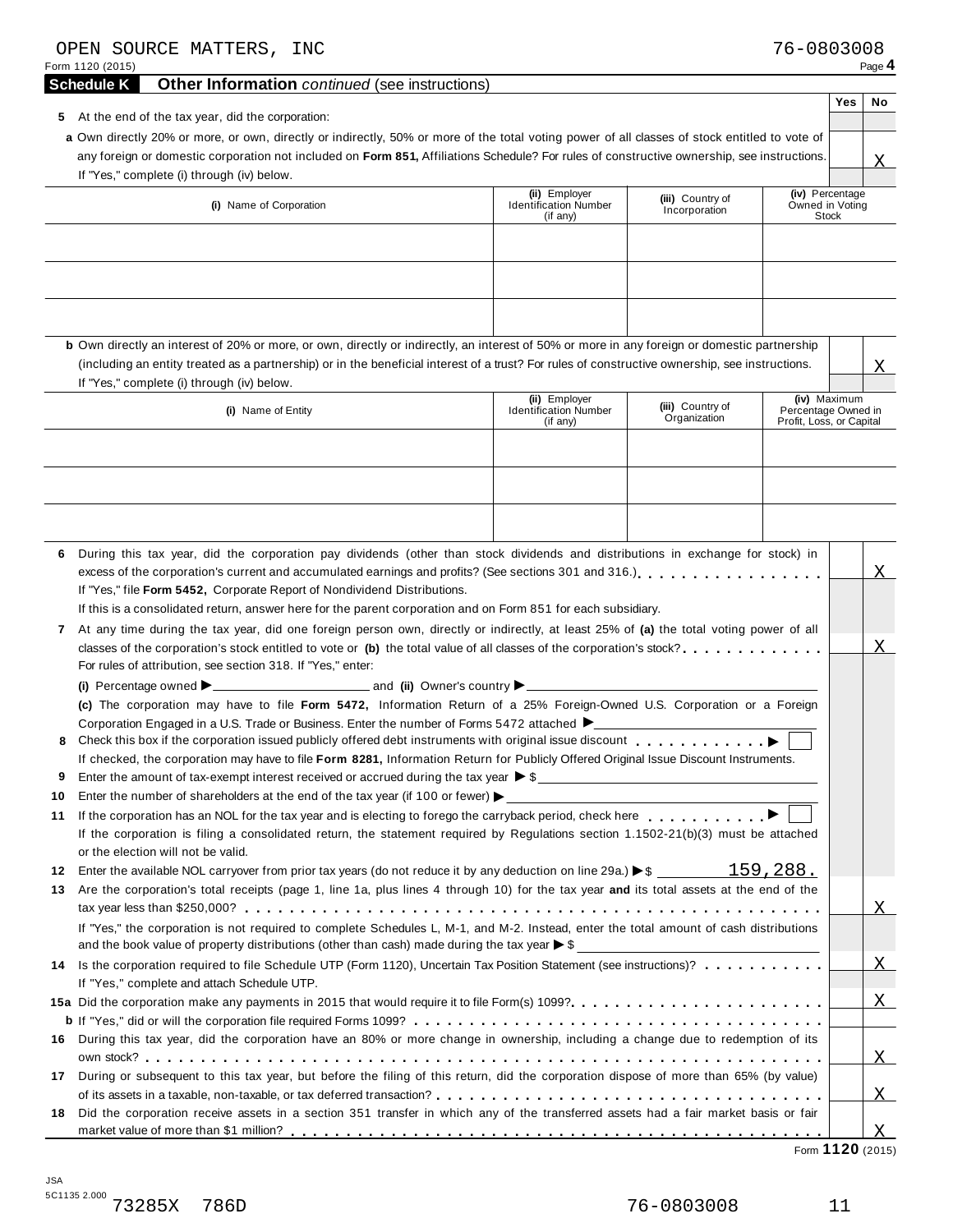OPEN SOURCE MATTERS, INC 76-0803008

Form 1120 (2015) Page **4**

## Schedule K — Other Information *continued* (see instructions)

| | Yes | No |
|---|---|---|
| **5** At the end of the tax year, did the corporation: | | |
| **a** Own directly 20% or more, or own, directly or indirectly, 50% or more of the total voting power of all classes of stock entitled to vote of any foreign or domestic corporation not included on **Form 851,** Affiliations Schedule? For rules of constructive ownership, see instructions. If "Yes," complete (i) through (iv) below. | | X |

| **(i)** Name of Corporation | **(ii)** Employer Identification Number (if any) | **(iii)** Country of Incorporation | **(iv)** Percentage Owned in Voting Stock |
|---|---|---|---|
| | | | |
| | | | |
| | | | |

| | Yes | No |
|---|---|---|
| **b** Own directly an interest of 20% or more, or own, directly or indirectly, an interest of 50% or more in any foreign or domestic partnership (including an entity treated as a partnership) or in the beneficial interest of a trust? For rules of constructive ownership, see instructions. If "Yes," complete (i) through (iv) below. | | X |

| **(i)** Name of Entity | **(ii)** Employer Identification Number (if any) | **(iii)** Country of Organization | **(iv)** Maximum Percentage Owned in Profit, Loss, or Capital |
|---|---|---|---|
| | | | |
| | | | |
| | | | |

| | Yes | No |
|---|---|---|
| **6** During this tax year, did the corporation pay dividends (other than stock dividends and distributions in exchange for stock) in excess of the corporation's current and accumulated earnings and profits? (See sections 301 and 316.) If "Yes," file **Form 5452,** Corporate Report of Nondividend Distributions. If this is a consolidated return, answer here for the parent corporation and on Form 851 for each subsidiary. | | X |
| **7** At any time during the tax year, did one foreign person own, directly or indirectly, at least 25% of **(a)** the total voting power of all classes of the corporation's stock entitled to vote or **(b)** the total value of all classes of the corporation's stock? For rules of attribution, see section 318. If "Yes," enter: **(i)** Percentage owned ▶ ______ and **(ii)** Owner's country ▶ ______ **(c)** The corporation may have to file **Form 5472,** Information Return of a 25% Foreign-Owned U.S. Corporation or a Foreign Corporation Engaged in a U.S. Trade or Business. Enter the number of Forms 5472 attached ▶ ______ | | X |
| **8** Check this box if the corporation issued publicly offered debt instruments with original issue discount ▶ ☐ If checked, the corporation may have to file **Form 8281,** Information Return for Publicly Offered Original Issue Discount Instruments. | | |
| **9** Enter the amount of tax-exempt interest received or accrued during the tax year ▶ $ ______ | | |
| **10** Enter the number of shareholders at the end of the tax year (if 100 or fewer) ▶ ______ | | |
| **11** If the corporation has an NOL for the tax year and is electing to forego the carryback period, check here ▶ ☐ If the corporation is filing a consolidated return, the statement required by Regulations section 1.1502-21(b)(3) must be attached or the election will not be valid. | | |
| **12** Enter the available NOL carryover from prior tax years (do not reduce it by any deduction on line 29a.) ▶ $ 159,288. | | |
| **13** Are the corporation's total receipts (page 1, line 1a, plus lines 4 through 10) for the tax year **and** its total assets at the end of the tax year less than $250,000? If "Yes," the corporation is not required to complete Schedules L, M-1, and M-2. Instead, enter the total amount of cash distributions and the book value of property distributions (other than cash) made during the tax year ▶ $ ______ | | X |
| **14** Is the corporation required to file Schedule UTP (Form 1120), Uncertain Tax Position Statement (see instructions)? If "Yes," complete and attach Schedule UTP. | | X |
| **15a** Did the corporation make any payments in 2015 that would require it to file Form(s) 1099? | | X |
| **b** If "Yes," did or will the corporation file required Forms 1099? | | |
| **16** During this tax year, did the corporation have an 80% or more change in ownership, including a change due to redemption of its own stock? | | X |
| **17** During or subsequent to this tax year, but before the filing of this return, did the corporation dispose of more than 65% (by value) of its assets in a taxable, non-taxable, or tax deferred transaction? | | X |
| **18** Did the corporation receive assets in a section 351 transfer in which any of the transferred assets had a fair market basis or fair market value of more than $1 million? | | X |

Form **1120** (2015)

JSA 5C1135 2.000 73285X 786D 76-0803008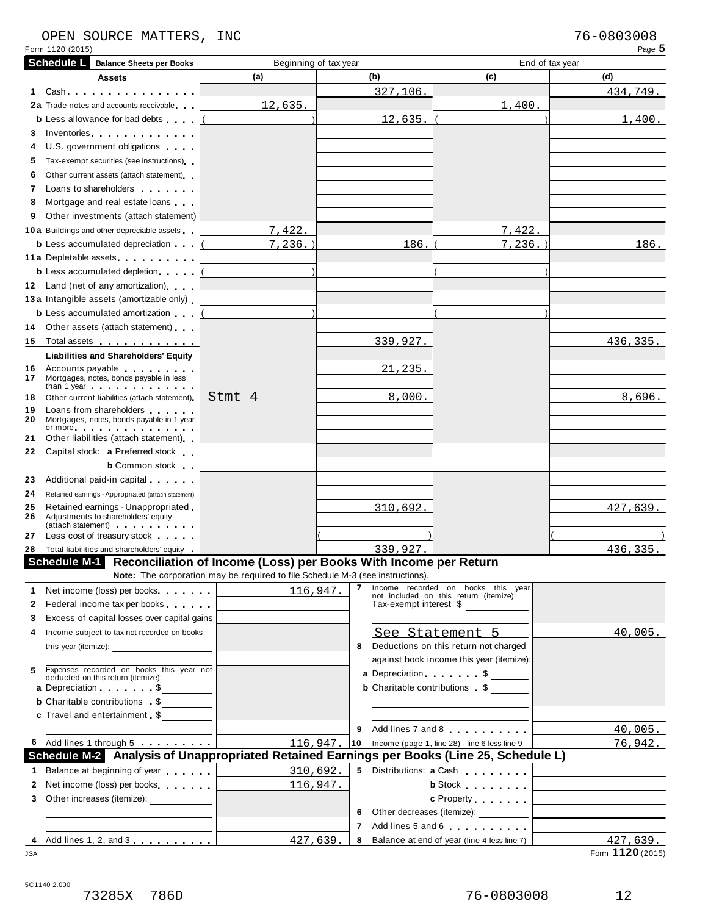OPEN SOURCE MATTERS, INC 76-0803008

Form 1120 (2015) Page **5**

## Schedule L Balance Sheets per Books

| Assets | Beginning of tax year (a) | (b) | End of tax year (c) | (d) |
|---|---|---|---|---|
| 1 Cash | | 327,106. | | 434,749. |
| 2a Trade notes and accounts receivable | 12,635. | | 1,400. | |
| b Less allowance for bad debts | ( ) | 12,635. | ( ) | 1,400. |
| 3 Inventories | | | | |
| 4 U.S. government obligations | | | | |
| 5 Tax-exempt securities (see instructions) | | | | |
| 6 Other current assets (attach statement) | | | | |
| 7 Loans to shareholders | | | | |
| 8 Mortgage and real estate loans | | | | |
| 9 Other investments (attach statement) | | | | |
| 10a Buildings and other depreciable assets | 7,422. | | 7,422. | |
| b Less accumulated depreciation | ( 7,236.) | 186. | ( 7,236.) | 186. |
| 11a Depletable assets | | | | |
| b Less accumulated depletion | ( ) | | ( ) | |
| 12 Land (net of any amortization) | | | | |
| 13a Intangible assets (amortizable only) | | | | |
| b Less accumulated amortization | ( ) | | ( ) | |
| 14 Other assets (attach statement) | | | | |
| 15 Total assets | | 339,927. | | 436,335. |
| **Liabilities and Shareholders' Equity** | | | | |
| 16 Accounts payable | | 21,235. | | |
| 17 Mortgages, notes, bonds payable in less than 1 year | | | | |
| 18 Other current liabilities (attach statement) | Stmt 4 | 8,000. | | 8,696. |
| 19 Loans from shareholders | | | | |
| 20 Mortgages, notes, bonds payable in 1 year or more | | | | |
| 21 Other liabilities (attach statement) | | | | |
| 22 Capital stock: a Preferred stock | | | | |
| b Common stock | | | | |
| 23 Additional paid-in capital | | | | |
| 24 Retained earnings - Appropriated (attach statement) | | | | |
| 25 Retained earnings - Unappropriated | | 310,692. | | 427,639. |
| 26 Adjustments to shareholders' equity (attach statement) | | | | |
| 27 Less cost of treasury stock | | ( ) | | ( ) |
| 28 Total liabilities and shareholders' equity | | 339,927. | | 436,335. |

## Schedule M-1 Reconciliation of Income (Loss) per Books With Income per Return

**Note:** The corporation may be required to file Schedule M-3 (see instructions).

| | | | |
|---|---|---|---|
| 1 Net income (loss) per books | 116,947. | 7 Income recorded on books this year not included on this return (itemize): Tax-exempt interest $ | |
| 2 Federal income tax per books | | | |
| 3 Excess of capital losses over capital gains | | | |
| 4 Income subject to tax not recorded on books this year (itemize): | | See Statement 5 | 40,005. |
| 5 Expenses recorded on books this year not deducted on this return (itemize): | | 8 Deductions on this return not charged against book income this year (itemize): | |
| a Depreciation $ | | a Depreciation $ | |
| b Charitable contributions $ | | b Charitable contributions $ | |
| c Travel and entertainment $ | | | |
| | | 9 Add lines 7 and 8 | 40,005. |
| 6 Add lines 1 through 5 | 116,947. | 10 Income (page 1, line 28) - line 6 less line 9 | 76,942. |

## Schedule M-2 Analysis of Unappropriated Retained Earnings per Books (Line 25, Schedule L)

| | | | |
|---|---|---|---|
| 1 Balance at beginning of year | 310,692. | 5 Distributions: a Cash | |
| 2 Net income (loss) per books | 116,947. | b Stock | |
| 3 Other increases (itemize): | | c Property | |
| | | 6 Other decreases (itemize): | |
| | | 7 Add lines 5 and 6 | |
| 4 Add lines 1, 2, and 3 | 427,639. | 8 Balance at end of year (line 4 less line 7) | 427,639. |

JSA Form **1120** (2015)

5C1140 2.000

73285X 786D 76-0803008 12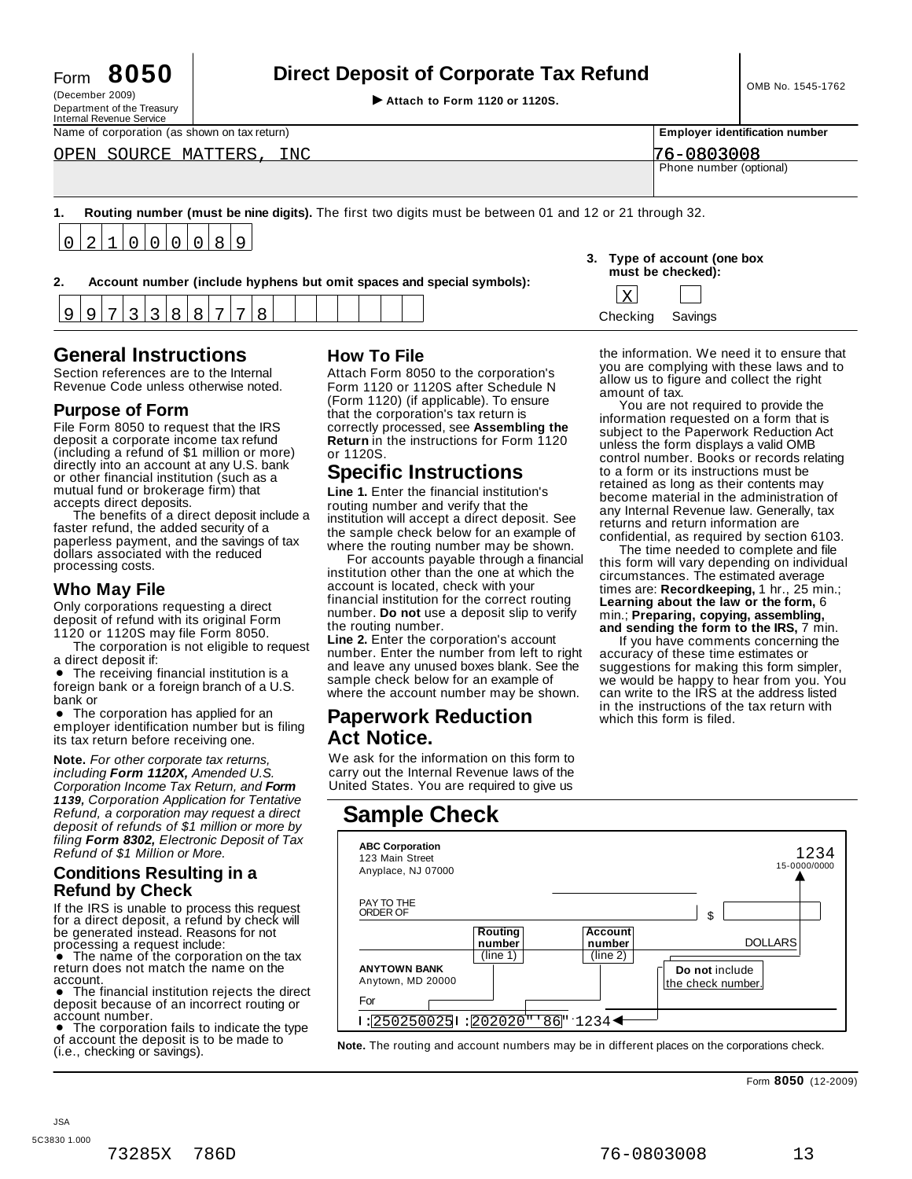Form **8050** (December 2009) Department of the Treasury Internal Revenue Service

# Direct Deposit of Corporate Tax Refund

▶ **Attach to Form 1120 or 1120S.**

OMB No. 1545-1762

| Name of corporation (as shown on tax return) | Employer identification number |
|---|---|
| OPEN SOURCE MATTERS, INC | 76-0803008 |
| | Phone number (optional) |

**1. Routing number (must be nine digits).** The first two digits must be between 01 and 12 or 21 through 32.

0 2 1 0 0 0 0 8 9

**2. Account number (include hyphens but omit spaces and special symbols):**

9 9 7 3 3 8 8 7 7 8

**3. Type of account (one box must be checked):**

[X] Checking [ ] Savings

## General Instructions

Section references are to the Internal Revenue Code unless otherwise noted.

### Purpose of Form

File Form 8050 to request that the IRS deposit a corporate income tax refund (including a refund of $1 million or more) directly into an account at any U.S. bank or other financial institution (such as a mutual fund or brokerage firm) that accepts direct deposits.

The benefits of a direct deposit include a faster refund, the added security of a paperless payment, and the savings of tax dollars associated with the reduced processing costs.

### Who May File

Only corporations requesting a direct deposit of refund with its original Form 1120 or 1120S may file Form 8050.

The corporation is not eligible to request a direct deposit if:

- The receiving financial institution is a foreign bank or a foreign branch of a U.S. bank or
- The corporation has applied for an employer identification number but is filing its tax return before receiving one.

**Note.** *For other corporate tax returns, including* ***Form 1120X,*** *Amended U.S. Corporation Income Tax Return, and* ***Form 1139,*** *Corporation Application for Tentative Refund, a corporation may request a direct deposit of refunds of $1 million or more by filing* ***Form 8302,*** *Electronic Deposit of Tax Refund of $1 Million or More.*

### Conditions Resulting in a Refund by Check

If the IRS is unable to process this request for a direct deposit, a refund by check will be generated instead. Reasons for not processing a request include:

- The name of the corporation on the tax return does not match the name on the account.
- The financial institution rejects the direct deposit because of an incorrect routing or account number.
- The corporation fails to indicate the type of account the deposit is to be made to (i.e., checking or savings).

### How To File

Attach Form 8050 to the corporation's Form 1120 or 1120S after Schedule N (Form 1120) (if applicable). To ensure that the corporation's tax return is correctly processed, see **Assembling the Return** in the instructions for Form 1120 or 1120S.

## Specific Instructions

**Line 1.** Enter the financial institution's routing number and verify that the institution will accept a direct deposit. See the sample check below for an example of where the routing number may be shown.

For accounts payable through a financial institution other than the one at which the account is located, check with your financial institution for the correct routing number. **Do not** use a deposit slip to verify the routing number.

**Line 2.** Enter the corporation's account number. Enter the number from left to right and leave any unused boxes blank. See the sample check below for an example of where the account number may be shown.

## Paperwork Reduction Act Notice.

We ask for the information on this form to carry out the Internal Revenue laws of the United States. You are required to give us the information. We need it to ensure that you are complying with these laws and to allow us to figure and collect the right amount of tax.

You are not required to provide the information requested on a form that is subject to the Paperwork Reduction Act unless the form displays a valid OMB control number. Books or records relating to a form or its instructions must be retained as long as their contents may become material in the administration of any Internal Revenue law. Generally, tax returns and return information are confidential, as required by section 6103.

The time needed to complete and file this form will vary depending on individual circumstances. The estimated average times are: **Recordkeeping,** 1 hr., 25 min.; **Learning about the law or the form,** 6 min.; **Preparing, copying, assembling, and sending the form to the IRS,** 7 min.

If you have comments concerning the accuracy of these time estimates or suggestions for making this form simpler, we would be happy to hear from you. You can write to the IRS at the address listed in the instructions of the tax return with which this form is filed.

## Sample Check

**ABC Corporation**
123 Main Street
Anyplace, NJ 07000

1234
15-0000/0000

PAY TO THE ORDER OF $

DOLLARS

**Routing number** (line 1)

**Account number** (line 2)

**Do not** include the check number.

**ANYTOWN BANK**
Anytown, MD 20000

For

|:250250025|:202020"'86".1234

**Note.** The routing and account numbers may be in different places on the corporations check.

Form **8050** (12-2009)

JSA
5C3830 1.000

73285X 786D 76-0803008 13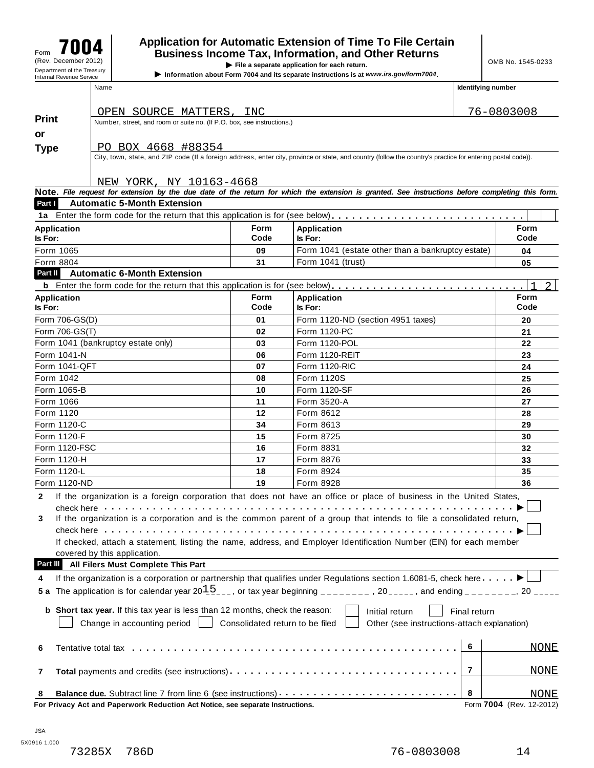Form **7004** (Rev. December 2012) Department of the Treasury Internal Revenue Service

# Application for Automatic Extension of Time To File Certain Business Income Tax, Information, and Other Returns

▶ **File a separate application for each return.**

▶ **Information about Form 7004 and its separate instructions is at** ***www.irs.gov/form7004*****.**

OMB No. 1545-0233

**Print or Type**

| Name | Identifying number |
|---|---|
| OPEN SOURCE MATTERS, INC | 76-0803008 |
| Number, street, and room or suite no. (If P.O. box, see instructions.) | |
| PO BOX 4668 #88354 | |
| City, town, state, and ZIP code (If a foreign address, enter city, province or state, and country (follow the country's practice for entering postal code)). | |
| NEW YORK, NY 10163-4668 | |

**Note.** ***File request for extension by the due date of the return for which the extension is granted. See instructions before completing this form.***

**Part I Automatic 5-Month Extension**

**1a** Enter the form code for the return that this application is for (see below)

| Application Is For: | Form Code | Application Is For: | Form Code |
|---|---|---|---|
| Form 1065 | 09 | Form 1041 (estate other than a bankruptcy estate) | 04 |
| Form 8804 | 31 | Form 1041 (trust) | 05 |

**Part II Automatic 6-Month Extension**

**b** Enter the form code for the return that this application is for (see below) 1 2

| Application Is For: | Form Code | Application Is For: | Form Code |
|---|---|---|---|
| Form 706-GS(D) | 01 | Form 1120-ND (section 4951 taxes) | 20 |
| Form 706-GS(T) | 02 | Form 1120-PC | 21 |
| Form 1041 (bankruptcy estate only) | 03 | Form 1120-POL | 22 |
| Form 1041-N | 06 | Form 1120-REIT | 23 |
| Form 1041-QFT | 07 | Form 1120-RIC | 24 |
| Form 1042 | 08 | Form 1120S | 25 |
| Form 1065-B | 10 | Form 1120-SF | 26 |
| Form 1066 | 11 | Form 3520-A | 27 |
| Form 1120 | 12 | Form 8612 | 28 |
| Form 1120-C | 34 | Form 8613 | 29 |
| Form 1120-F | 15 | Form 8725 | 30 |
| Form 1120-FSC | 16 | Form 8831 | 32 |
| Form 1120-H | 17 | Form 8876 | 33 |
| Form 1120-L | 18 | Form 8924 | 35 |
| Form 1120-ND | 19 | Form 8928 | 36 |

**2** If the organization is a foreign corporation that does not have an office or place of business in the United States, check here ▶ ☐

**3** If the organization is a corporation and is the common parent of a group that intends to file a consolidated return, check here ▶ ☐

If checked, attach a statement, listing the name, address, and Employer Identification Number (EIN) for each member covered by this application.

**Part III All Filers Must Complete This Part**

**4** If the organization is a corporation or partnership that qualifies under Regulations section 1.6081-5, check here ▶ ☐

**5 a** The application is for calendar year 20 15, or tax year beginning ________ , 20_____ , and ending ________, 20 _____

**b Short tax year.** If this tax year is less than 12 months, check the reason: ☐ Initial return ☐ Final return ☐ Change in accounting period ☐ Consolidated return to be filed ☐ Other (see instructions-attach explanation)

| | | | |
|---|---|---|---|
| **6** | Tentative total tax | 6 | NONE |
| **7** | **Total** payments and credits (see instructions) | 7 | NONE |
| **8** | **Balance due.** Subtract line 7 from line 6 (see instructions) | 8 | NONE |

**For Privacy Act and Paperwork Reduction Act Notice, see separate Instructions.** Form **7004** (Rev. 12-2012)

JSA 5X0916 1.000

73285X 786D 76-0803008 14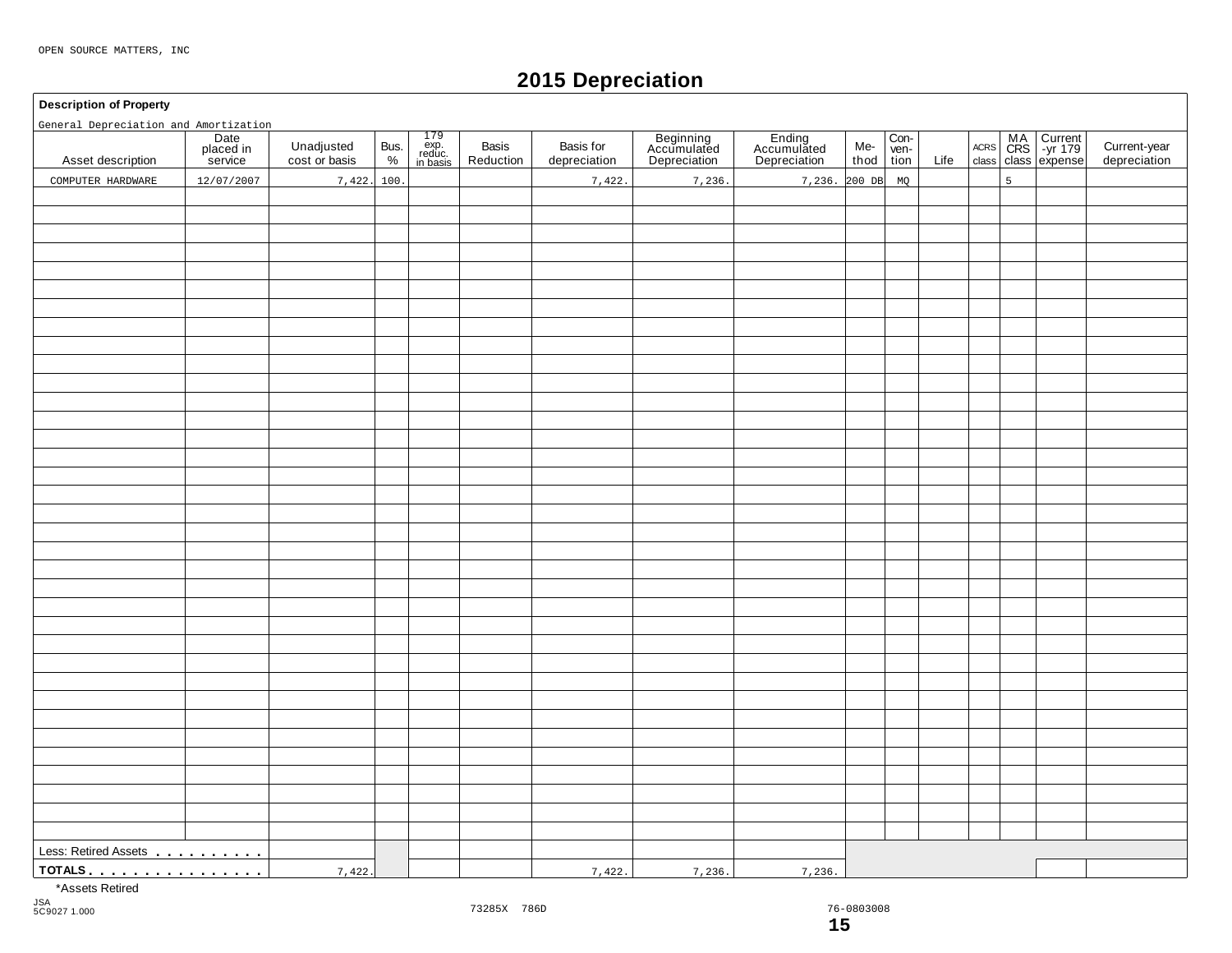OPEN SOURCE MATTERS, INC

# 2015 Depreciation

**Description of Property**

General Depreciation and Amortization

| Asset description | Date placed in service | Unadjusted cost or basis | Bus. % | 179 exp. reduc. in basis | Basis Reduction | Basis for depreciation | Beginning Accumulated Depreciation | Ending Accumulated Depreciation | Me-thod | Con-ven-tion | Life | ACRS class | MACRS class | Current -yr 179 expense | Current-year depreciation |
|---|---|---|---|---|---|---|---|---|---|---|---|---|---|---|---|
| COMPUTER HARDWARE | 12/07/2007 | 7,422. | 100. | | | 7,422. | 7,236. | 7,236. | 200 DB | MQ | | | 5 | | |
| Less: Retired Assets | | | | | | | | | | | | | | | |
| TOTALS | | 7,422. | | | | 7,422. | 7,236. | 7,236. | | | | | | | |

*Assets Retired

JSA
5C9027 1.000

73285X 786D

76-0803008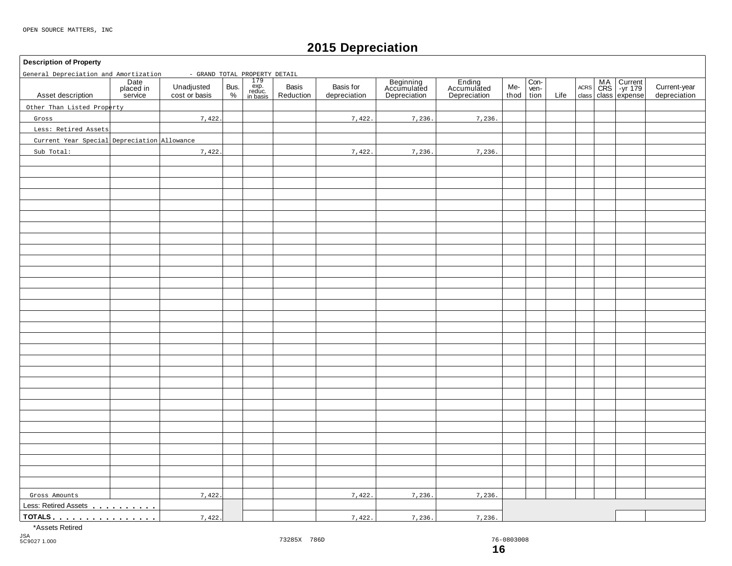OPEN SOURCE MATTERS, INC

# 2015 Depreciation

**Description of Property**

General Depreciation and Amortization - GRAND TOTAL PROPERTY DETAIL

| Asset description | Date placed in service | Unadjusted cost or basis | Bus. % | 179 exp. reduc. in basis | Basis Reduction | Basis for depreciation | Beginning Accumulated Depreciation | Ending Accumulated Depreciation | Me-thod | Con-ven-tion | Life | ACRS class | MACRS class | Current-yr 179 expense | Current-year depreciation |
|---|---|---|---|---|---|---|---|---|---|---|---|---|---|---|---|
| Other Than Listed Property | | | | | | | | | | | | | | | |
| Gross | | 7,422. | | | | 7,422. | 7,236. | 7,236. | | | | | | | |
| Less: Retired Assets | | | | | | | | | | | | | | | |
| Current Year Special Depreciation Allowance | | | | | | | | | | | | | | | |
| Sub Total: | | 7,422. | | | | 7,422. | 7,236. | 7,236. | | | | | | | |
| Gross Amounts | | 7,422. | | | | 7,422. | 7,236. | 7,236. | | | | | | | |
| Less: Retired Assets | | | | | | | | | | | | | | | |
| TOTALS | | 7,422. | | | | 7,422. | 7,236. | 7,236. | | | | | | | |

*Assets Retired

JSA
5C9027 1.000

73285X 786D

76-0803008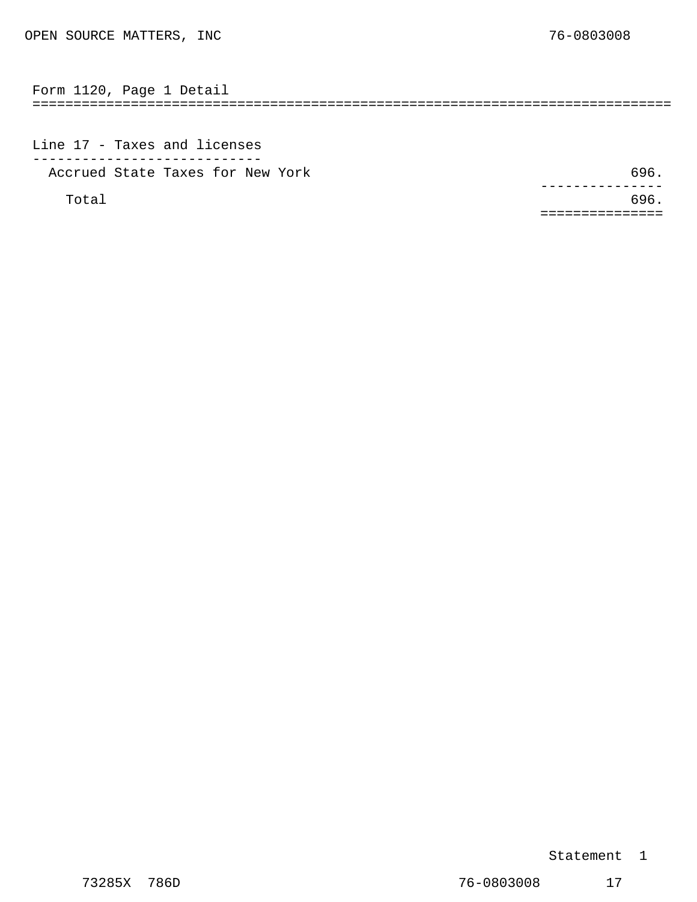OPEN SOURCE MATTERS, INC 76-0803008

## Form 1120, Page 1 Detail

### Line 17 - Taxes and licenses

| Description | Amount |
|---|---|
| Accrued State Taxes for New York | 696. |
| Total | 696. |

Statement 1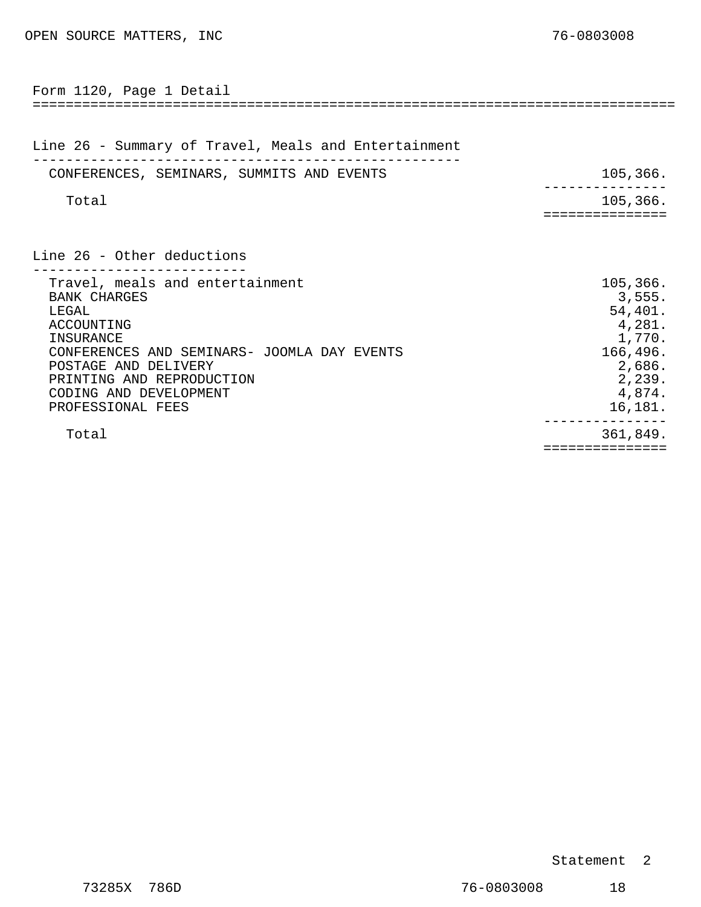OPEN SOURCE MATTERS, INC 76-0803008

## Form 1120, Page 1 Detail

### Line 26 - Summary of Travel, Meals and Entertainment

| | |
|---|---|
| CONFERENCES, SEMINARS, SUMMITS AND EVENTS | 105,366. |
| Total | 105,366. |

### Line 26 - Other deductions

| | |
|---|---|
| Travel, meals and entertainment | 105,366. |
| BANK CHARGES | 3,555. |
| LEGAL | 54,401. |
| ACCOUNTING | 4,281. |
| INSURANCE | 1,770. |
| CONFERENCES AND SEMINARS- JOOMLA DAY EVENTS | 166,496. |
| POSTAGE AND DELIVERY | 2,686. |
| PRINTING AND REPRODUCTION | 2,239. |
| CODING AND DEVELOPMENT | 4,874. |
| PROFESSIONAL FEES | 16,181. |
| Total | 361,849. |

Statement 2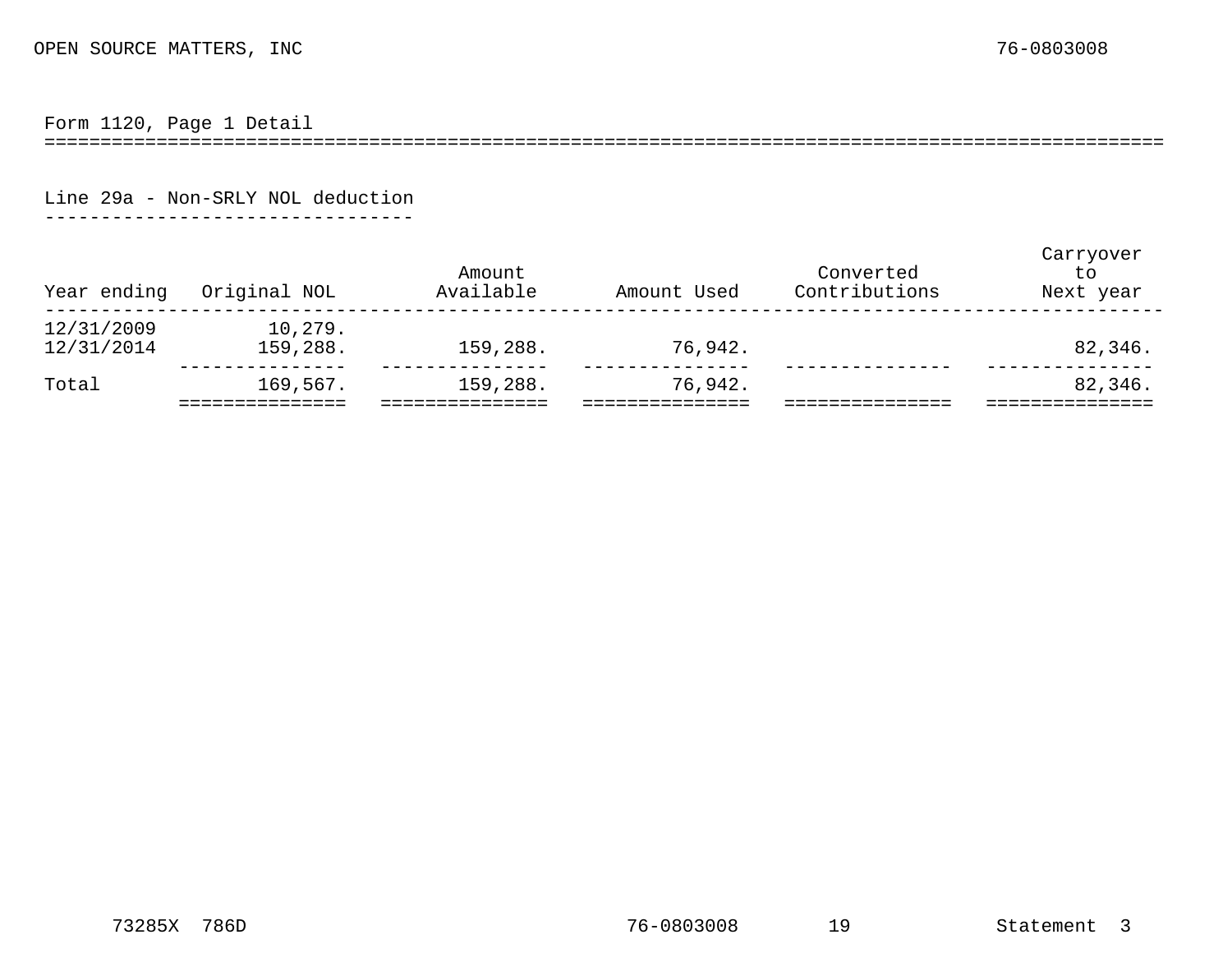OPEN SOURCE MATTERS, INC 76-0803008

## Form 1120, Page 1 Detail

### Line 29a - Non-SRLY NOL deduction

| Year ending | Original NOL | Amount Available | Amount Used | Converted Contributions | Carryover to Next year |
|---|---|---|---|---|---|
| 12/31/2009 | 10,279. | | | | |
| 12/31/2014 | 159,288. | 159,288. | 76,942. | | 82,346. |
| Total | 169,567. | 159,288. | 76,942. | | 82,346. |

73285X 786D 76-0803008 19 Statement 3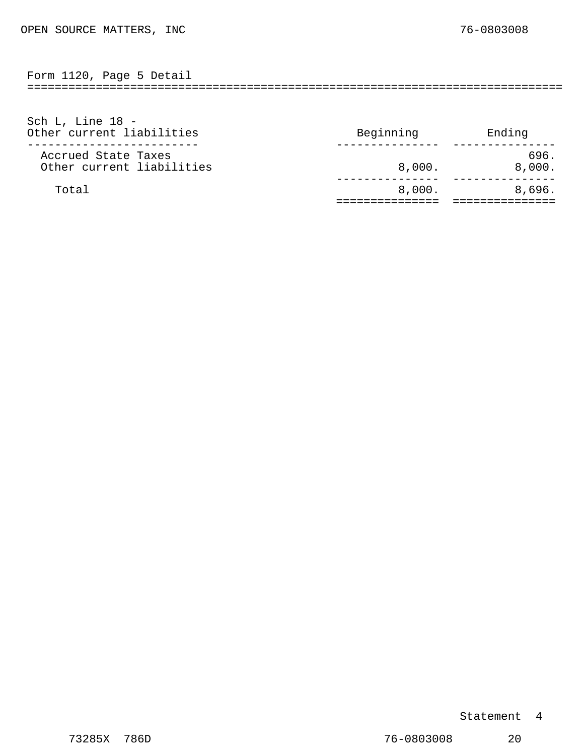OPEN SOURCE MATTERS, INC 76-0803008

## Form 1120, Page 5 Detail

### Sch L, Line 18 - Other current liabilities

| Other current liabilities | Beginning | Ending |
|---|---|---|
| Accrued State Taxes | | 696. |
| Other current liabilities | 8,000. | 8,000. |
| Total | 8,000. | 8,696. |

Statement 4

73285X 786D 76-0803008 20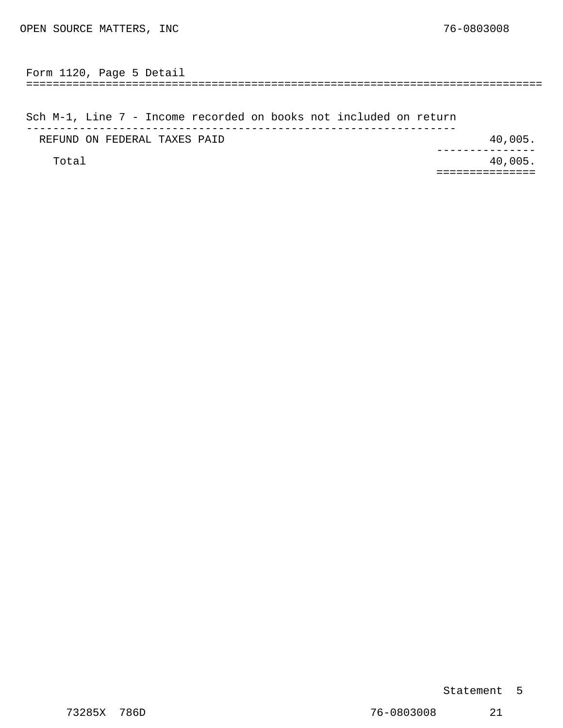OPEN SOURCE MATTERS, INC 76-0803008

## Form 1120, Page 5 Detail

### Sch M-1, Line 7 - Income recorded on books not included on return

| Description | Amount |
|---|---|
| REFUND ON FEDERAL TAXES PAID | 40,005. |
| Total | 40,005. |

Statement 5

73285X 786D 76-0803008 21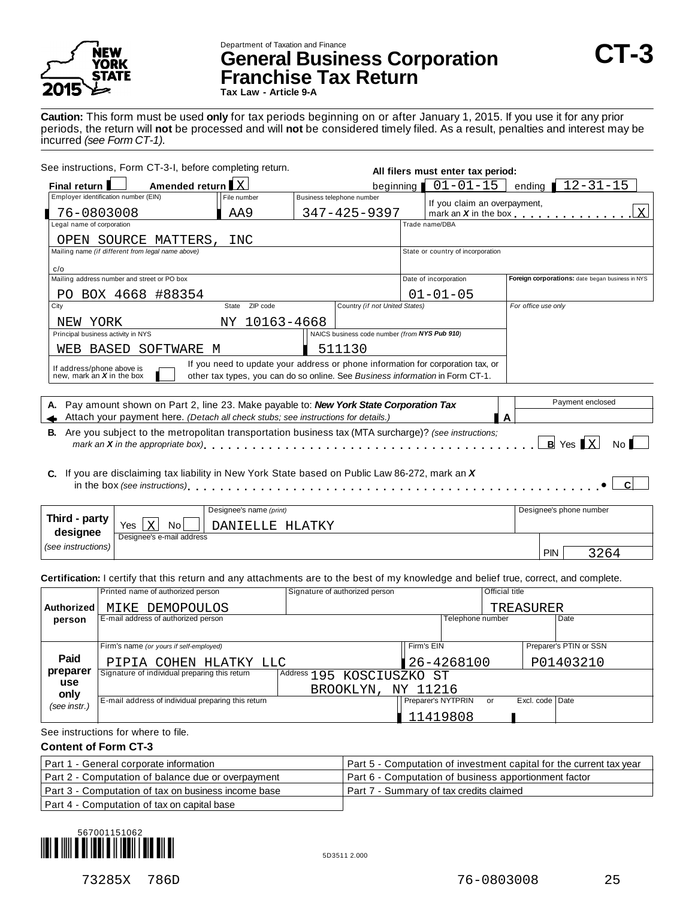Department of Taxation and Finance

# General Business Corporation Franchise Tax Return

**Tax Law - Article 9-A**

# CT-3

**Caution:** This form must be used **only** for tax periods beginning on or after January 1, 2015. If you use it for any prior periods, the return will **not** be processed and will **not** be considered timely filed. As a result, penalties and interest may be incurred *(see Form CT-1).*

See instructions, Form CT-3-I, before completing return.

**All filers must enter tax period:** beginning 01-01-15 ending 12-31-15

**Final return** [ ] **Amended return** [X]

| Employer identification number (EIN) | File number | Business telephone number | If you claim an overpayment, mark an *X* in the box |
|---|---|---|---|
| 76-0803008 | AA9 | 347-425-9397 | X |

| Legal name of corporation | Trade name/DBA |
|---|---|
| OPEN SOURCE MATTERS, INC | |

| Mailing name *(if different from legal name above)* | State or country of incorporation |
|---|---|
| c/o | |

| Mailing address number and street or PO box | Date of incorporation | **Foreign corporations:** date began business in NYS |
|---|---|---|
| PO BOX 4668 #88354 | 01-01-05 | |

| City | State | ZIP code | Country *(if not United States)* | For office use only |
|---|---|---|---|---|
| NEW YORK | NY | 10163-4668 | | |

| Principal business activity in NYS | NAICS business code number *(from NYS Pub 910)* |
|---|---|
| WEB BASED SOFTWARE M | 511130 |

If address/phone above is new, mark an *X* in the box [ ]

If you need to update your address or phone information for corporation tax, or other tax types, you can do so online. See *Business information* in Form CT-1.

**A.** Pay amount shown on Part 2, line 23. Make payable to: ***New York State Corporation Tax***
Attach your payment here. *(Detach all check stubs; see instructions for details.)* **A** Payment enclosed: 

**B.** Are you subject to the metropolitan transportation business tax (MTA surcharge)? *(see instructions; mark an X in the appropriate box)* **B** Yes [X] No [ ]

**C.** If you are disclaiming tax liability in New York State based on Public Law 86-272, mark an *X* in the box *(see instructions)* **C** [ ]

| **Third - party designee** *(see instructions)* | Yes [X] No [ ] | Designee's name *(print)*: DANIELLE HLATKY | Designee's phone number: |
|---|---|---|---|
| | Designee's e-mail address: | | PIN 3264 |

**Certification:** I certify that this return and any attachments are to the best of my knowledge and belief true, correct, and complete.

| **Authorized person** | Printed name of authorized person: MIKE DEMOPOULOS | Signature of authorized person: | Official title: TREASURER | |
|---|---|---|---|---|
| | E-mail address of authorized person: | | Telephone number: | Date: |

| **Paid preparer use only** *(see instr.)* | Firm's name *(or yours if self-employed)*: PIPIA COHEN HLATKY LLC | | Firm's EIN: 26-4268100 | Preparer's PTIN or SSN: P01403210 |
|---|---|---|---|---|
| | Signature of individual preparing this return: | Address: 195 KOSCIUSZKO ST BROOKLYN, NY 11216 | | |
| | E-mail address of individual preparing this return: | | Preparer's NYTPRIN: 11419808 or Excl. code: | Date: |

See instructions for where to file.

**Content of Form CT-3**

| | |
|---|---|
| Part 1 - General corporate information | Part 5 - Computation of investment capital for the current tax year |
| Part 2 - Computation of balance due or overpayment | Part 6 - Computation of business apportionment factor |
| Part 3 - Computation of tax on business income base | Part 7 - Summary of tax credits claimed |
| Part 4 - Computation of tax on capital base | |

567001151062

5D3511 2.000

73285X 786D 76-0803008 25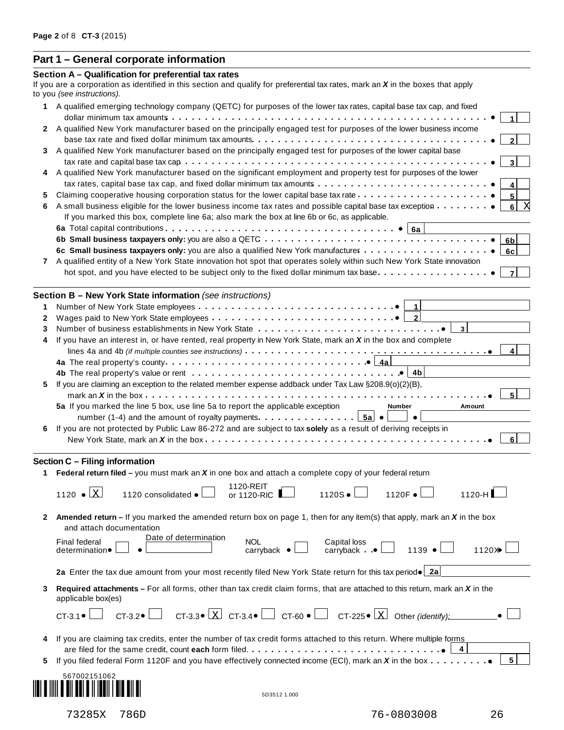## Part 1 – General corporate information

### Section A – Qualification for preferential tax rates

If you are a corporation as identified in this section and qualify for preferential tax rates, mark an ***X*** in the boxes that apply to you *(see instructions).*

1 A qualified emerging technology company (QETC) for purposes of the lower tax rates, capital base tax cap, and fixed dollar minimum tax amounts . . . . . ● **1** [ ]

2 A qualified New York manufacturer based on the principally engaged test for purposes of the lower business income base tax rate and fixed dollar minimum tax amounts . . . . . ● **2** [ ]

3 A qualified New York manufacturer based on the principally engaged test for purposes of the lower capital base tax rate and capital base tax cap . . . . . ● **3** [ ]

4 A qualified New York manufacturer based on the significant employment and property test for purposes of the lower tax rates, capital base tax cap, and fixed dollar minimum tax amounts . . . . . ● **4** [ ]

5 Claiming cooperative housing corporation status for the lower capital base tax rate . . . . . ● **5** [ ]

6 A small business eligible for the lower business income tax rates and possible capital base tax exception . . . . . ● **6** [X]

If you marked this box, complete line 6a; also mark the box at line 6b or 6c, as applicable.

**6a** Total capital contributions . . . . . ● **6a** 

**6b Small business taxpayers only:** you are also a QETC . . . . . ● **6b** [ ]

**6c Small business taxpayers only:** you are also a qualified New York manufacturer . . . . . ● **6c** [ ]

7 A qualified entity of a New York State innovation hot spot that operates solely within such New York State innovation hot spot, and you have elected to be subject only to the fixed dollar minimum tax base . . . . . ● **7** [ ]

### Section B – New York State information *(see instructions)*

1 Number of New York State employees . . . . . ● **1** 

2 Wages paid to New York State employees . . . . . ● **2** 

3 Number of business establishments in New York State . . . . . ● **3** 

4 If you have an interest in, or have rented, real property in New York State, mark an ***X*** in the box and complete lines 4a and 4b *(if multiple counties see instructions)* . . . . . ● **4** [ ]

**4a** The real property's county . . . . . ● **4a** 

**4b** The real property's value or rent . . . . . ● **4b** 

5 If you are claiming an exception to the related member expense addback under Tax Law §208.9(o)(2)(B), mark an ***X*** in the box . . . . . ● **5** [ ]

**5a** If you marked the line 5 box, use line 5a to report the applicable exception number (1-4) and the amount of royalty payments . . . . . **5a** ● Number [ ] ● Amount 

6 If you are not protected by Public Law 86-272 and are subject to tax **solely** as a result of deriving receipts in New York State, mark an ***X*** in the box . . . . . ● **6** [ ]

### Section C – Filing information

1 **Federal return filed –** you must mark an ***X*** in one box and attach a complete copy of your federal return

1120 ● [X]  1120 consolidated ● [ ]  1120-REIT or 1120-RIC [ ]  1120S ● [ ]  1120F ● [ ]  1120-H [ ]

2 **Amended return –** If you marked the amended return box on page 1, then for any item(s) that apply, mark an ***X*** in the box and attach documentation

Final federal determination ● [ ]  Date of determination ● [ ]  NOL carryback ● [ ]  Capital loss carryback ● [ ]  1139 ● [ ]  1120X ● [ ]

**2a** Enter the tax due amount from your most recently filed New York State return for this tax period ● **2a** 

3 **Required attachments –** For all forms, other than tax credit claim forms, that are attached to this return, mark an ***X*** in the applicable box(es)

CT-3.1 ● [ ]  CT-3.2 ● [ ]  CT-3.3 ● [X]  CT-3.4 ● [ ]  CT-60 ● [ ]  CT-225 ● [X]  Other *(identify):* ________ ● [ ]

4 If you are claiming tax credits, enter the number of tax credit forms attached to this return. Where multiple forms are filed for the same credit, count **each** form filed. . . . . . ● **4** 

5 If you filed federal Form 1120F and you have effectively connected income (ECI), mark an ***X*** in the box . . . . . ● **5** [ ]

567002151062

5D3512 1.000

73285X 786D 76-0803008 26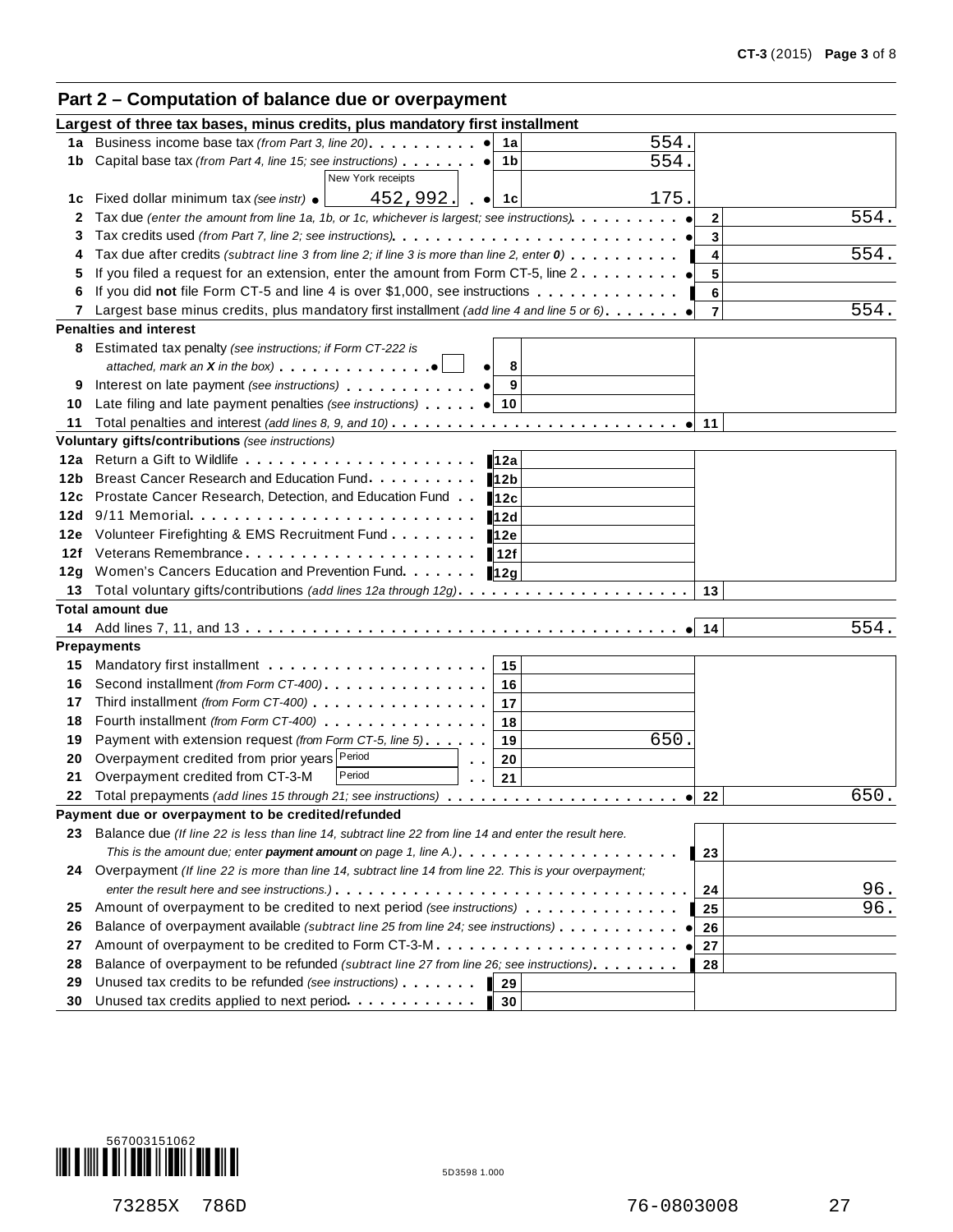## Part 2 – Computation of balance due or overpayment

| Line | Description | Box | Amount | Box | Amount |
|---|---|---|---|---|---|
| | **Largest of three tax bases, minus credits, plus mandatory first installment** | | | | |
| 1a | Business income base tax *(from Part 3, line 20)* | 1a | 554. | | |
| 1b | Capital base tax *(from Part 4, line 15; see instructions)* | 1b | 554. | | |
| 1c | Fixed dollar minimum tax *(see instr)* — New York receipts 452,992. | 1c | 175. | | |
| 2 | Tax due *(enter the amount from line 1a, 1b, or 1c, whichever is largest; see instructions)* | | | 2 | 554. |
| 3 | Tax credits used *(from Part 7, line 2; see instructions)* | | | 3 | |
| 4 | Tax due after credits *(subtract line 3 from line 2; if line 3 is more than line 2, enter 0)* | | | 4 | 554. |
| 5 | If you filed a request for an extension, enter the amount from Form CT-5, line 2 | | | 5 | |
| 6 | If you did **not** file Form CT-5 and line 4 is over $1,000, see instructions | | | 6 | |
| 7 | Largest base minus credits, plus mandatory first installment *(add line 4 and line 5 or 6)* | | | 7 | 554. |
| | **Penalties and interest** | | | | |
| 8 | Estimated tax penalty *(see instructions; if Form CT-222 is attached, mark an X in the box)* ☐ | 8 | | | |
| 9 | Interest on late payment *(see instructions)* | 9 | | | |
| 10 | Late filing and late payment penalties *(see instructions)* | 10 | | | |
| 11 | Total penalties and interest *(add lines 8, 9, and 10)* | | | 11 | |
| | **Voluntary gifts/contributions** *(see instructions)* | | | | |
| 12a | Return a Gift to Wildlife | 12a | | | |
| 12b | Breast Cancer Research and Education Fund | 12b | | | |
| 12c | Prostate Cancer Research, Detection, and Education Fund | 12c | | | |
| 12d | 9/11 Memorial | 12d | | | |
| 12e | Volunteer Firefighting & EMS Recruitment Fund | 12e | | | |
| 12f | Veterans Remembrance | 12f | | | |
| 12g | Women's Cancers Education and Prevention Fund | 12g | | | |
| 13 | Total voluntary gifts/contributions *(add lines 12a through 12g)* | | | 13 | |
| | **Total amount due** | | | | |
| 14 | Add lines 7, 11, and 13 | | | 14 | 554. |
| | **Prepayments** | | | | |
| 15 | Mandatory first installment | 15 | | | |
| 16 | Second installment *(from Form CT-400)* | 16 | | | |
| 17 | Third installment *(from Form CT-400)* | 17 | | | |
| 18 | Fourth installment *(from Form CT-400)* | 18 | | | |
| 19 | Payment with extension request *(from Form CT-5, line 5)* | 19 | 650. | | |
| 20 | Overpayment credited from prior years — Period | 20 | | | |
| 21 | Overpayment credited from CT-3-M — Period | 21 | | | |
| 22 | Total prepayments *(add lines 15 through 21; see instructions)* | | | 22 | 650. |
| | **Payment due or overpayment to be credited/refunded** | | | | |
| 23 | Balance due *(If line 22 is less than line 14, subtract line 22 from line 14 and enter the result here. This is the amount due; enter **payment amount** on page 1, line A.)* | | | 23 | |
| 24 | Overpayment *(If line 22 is more than line 14, subtract line 14 from line 22. This is your overpayment; enter the result here and see instructions.)* | | | 24 | 96. |
| 25 | Amount of overpayment to be credited to next period *(see instructions)* | | | 25 | 96. |
| 26 | Balance of overpayment available *(subtract line 25 from line 24; see instructions)* | | | 26 | |
| 27 | Amount of overpayment to be credited to Form CT-3-M | | | 27 | |
| 28 | Balance of overpayment to be refunded *(subtract line 27 from line 26; see instructions)* | | | 28 | |
| 29 | Unused tax credits to be refunded *(see instructions)* | 29 | | | |
| 30 | Unused tax credits applied to next period | 30 | | | |

567003151062

5D3598 1.000

73285X 786D 76-0803008 27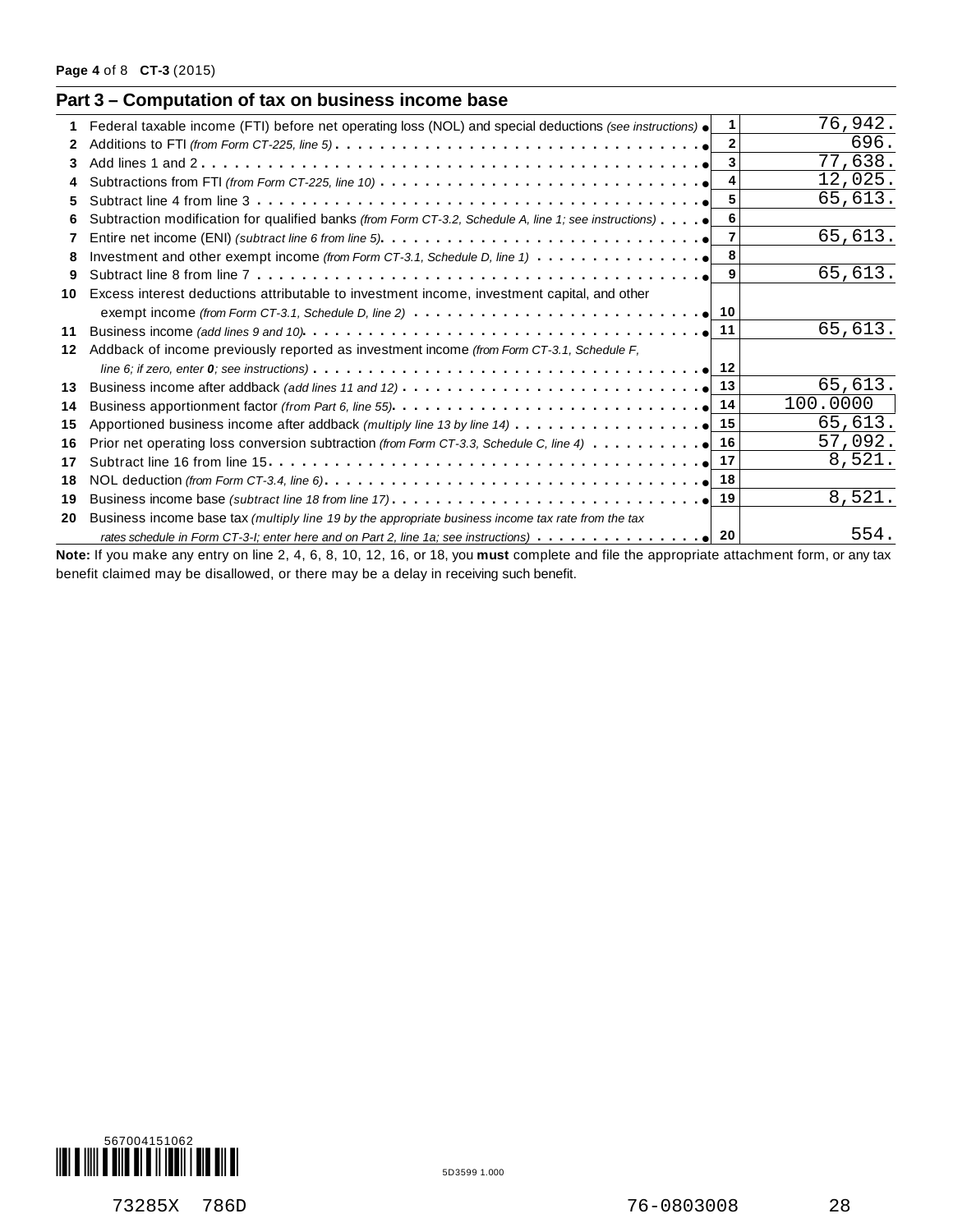## Part 3 – Computation of tax on business income base

| Line | Description | Line No. | Amount |
|---|---|---|---|
| 1 | Federal taxable income (FTI) before net operating loss (NOL) and special deductions *(see instructions)* | 1 | 76,942. |
| 2 | Additions to FTI *(from Form CT-225, line 5)* | 2 | 696. |
| 3 | Add lines 1 and 2 | 3 | 77,638. |
| 4 | Subtractions from FTI *(from Form CT-225, line 10)* | 4 | 12,025. |
| 5 | Subtract line 4 from line 3 | 5 | 65,613. |
| 6 | Subtraction modification for qualified banks *(from Form CT-3.2, Schedule A, line 1; see instructions)* | 6 | |
| 7 | Entire net income (ENI) *(subtract line 6 from line 5)* | 7 | 65,613. |
| 8 | Investment and other exempt income *(from Form CT-3.1, Schedule D, line 1)* | 8 | |
| 9 | Subtract line 8 from line 7 | 9 | 65,613. |
| 10 | Excess interest deductions attributable to investment income, investment capital, and other exempt income *(from Form CT-3.1, Schedule D, line 2)* | 10 | |
| 11 | Business income *(add lines 9 and 10)* | 11 | 65,613. |
| 12 | Addback of income previously reported as investment income *(from Form CT-3.1, Schedule F, line 6; if zero, enter **0**; see instructions)* | 12 | |
| 13 | Business income after addback *(add lines 11 and 12)* | 13 | 65,613. |
| 14 | Business apportionment factor *(from Part 6, line 55)* | 14 | 100.0000 |
| 15 | Apportioned business income after addback *(multiply line 13 by line 14)* | 15 | 65,613. |
| 16 | Prior net operating loss conversion subtraction *(from Form CT-3.3, Schedule C, line 4)* | 16 | 57,092. |
| 17 | Subtract line 16 from line 15 | 17 | 8,521. |
| 18 | NOL deduction *(from Form CT-3.4, line 6)* | 18 | |
| 19 | Business income base *(subtract line 18 from line 17)* | 19 | 8,521. |
| 20 | Business income base tax *(multiply line 19 by the appropriate business income tax rate from the tax rates schedule in Form CT-3-I; enter here and on Part 2, line 1a; see instructions)* | 20 | 554. |

**Note:** If you make any entry on line 2, 4, 6, 8, 10, 12, 16, or 18, you **must** complete and file the appropriate attachment form, or any tax benefit claimed may be disallowed, or there may be a delay in receiving such benefit.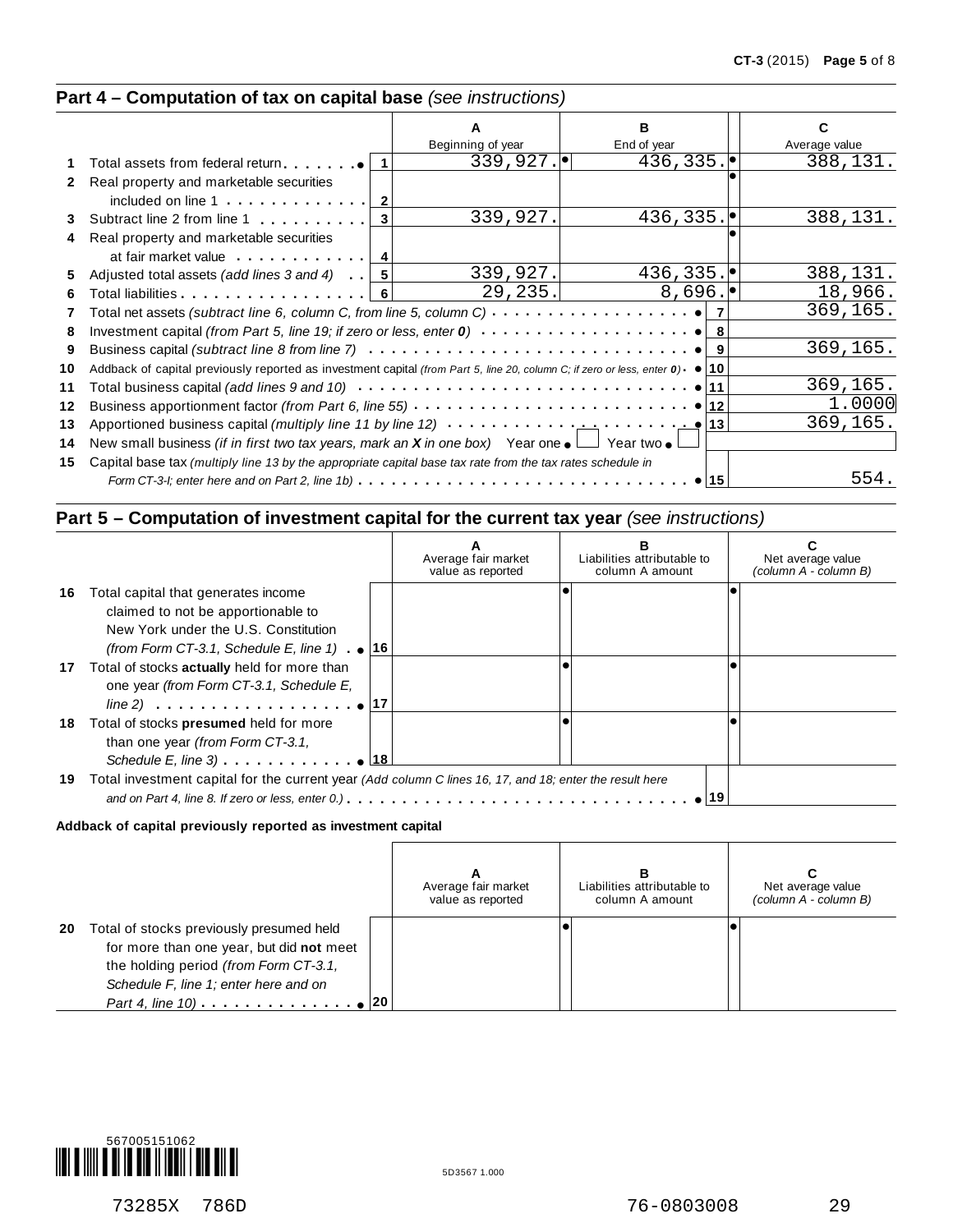## Part 4 – Computation of tax on capital base *(see instructions)*

| | | | A<br>Beginning of year | B<br>End of year | C<br>Average value |
|---|---|---|---|---|---|
| 1 | Total assets from federal return | 1 | 339,927. | 436,335. | 388,131. |
| 2 | Real property and marketable securities included on line 1 | 2 | | | |
| 3 | Subtract line 2 from line 1 | 3 | 339,927. | 436,335. | 388,131. |
| 4 | Real property and marketable securities at fair market value | 4 | | | |
| 5 | Adjusted total assets *(add lines 3 and 4)* | 5 | 339,927. | 436,335. | 388,131. |
| 6 | Total liabilities | 6 | 29,235. | 8,696. | 18,966. |

| | | | |
|---|---|---|---|
| 7 | Total net assets *(subtract line 6, column C, from line 5, column C)* | 7 | 369,165. |
| 8 | Investment capital *(from Part 5, line 19; if zero or less, enter **0**)* | 8 | |
| 9 | Business capital *(subtract line 8 from line 7)* | 9 | 369,165. |
| 10 | Addback of capital previously reported as investment capital *(from Part 5, line 20, column C; if zero or less, enter **0**)* | 10 | |
| 11 | Total business capital *(add lines 9 and 10)* | 11 | 369,165. |
| 12 | Business apportionment factor *(from Part 6, line 55)* | 12 | 1.0000 |
| 13 | Apportioned business capital *(multiply line 11 by line 12)* | 13 | 369,165. |
| 14 | New small business *(if in first two tax years, mark an **X** in one box)* Year one ☐ Year two ☐ | | |
| 15 | Capital base tax *(multiply line 13 by the appropriate capital base tax rate from the tax rates schedule in Form CT-3-I; enter here and on Part 2, line 1b)* | 15 | 554. |

## Part 5 – Computation of investment capital for the current tax year *(see instructions)*

| | | | A<br>Average fair market value as reported | B<br>Liabilities attributable to column A amount | C<br>Net average value *(column A - column B)* |
|---|---|---|---|---|---|
| 16 | Total capital that generates income claimed to not be apportionable to New York under the U.S. Constitution *(from Form CT-3.1, Schedule E, line 1)* | 16 | | | |
| 17 | Total of stocks **actually** held for more than one year *(from Form CT-3.1, Schedule E, line 2)* | 17 | | | |
| 18 | Total of stocks **presumed** held for more than one year *(from Form CT-3.1, Schedule E, line 3)* | 18 | | | |

| | | | |
|---|---|---|---|
| 19 | Total investment capital for the current year *(Add column C lines 16, 17, and 18; enter the result here and on Part 4, line 8. If zero or less, enter 0.)* | 19 | |

**Addback of capital previously reported as investment capital**

| | | | A<br>Average fair market value as reported | B<br>Liabilities attributable to column A amount | C<br>Net average value *(column A - column B)* |
|---|---|---|---|---|---|
| 20 | Total of stocks previously presumed held for more than one year, but did **not** meet the holding period *(from Form CT-3.1, Schedule F, line 1; enter here and on Part 4, line 10)* | 20 | | | |

567005151062

5D3567 1.000

73285X 786D 76-0803008 29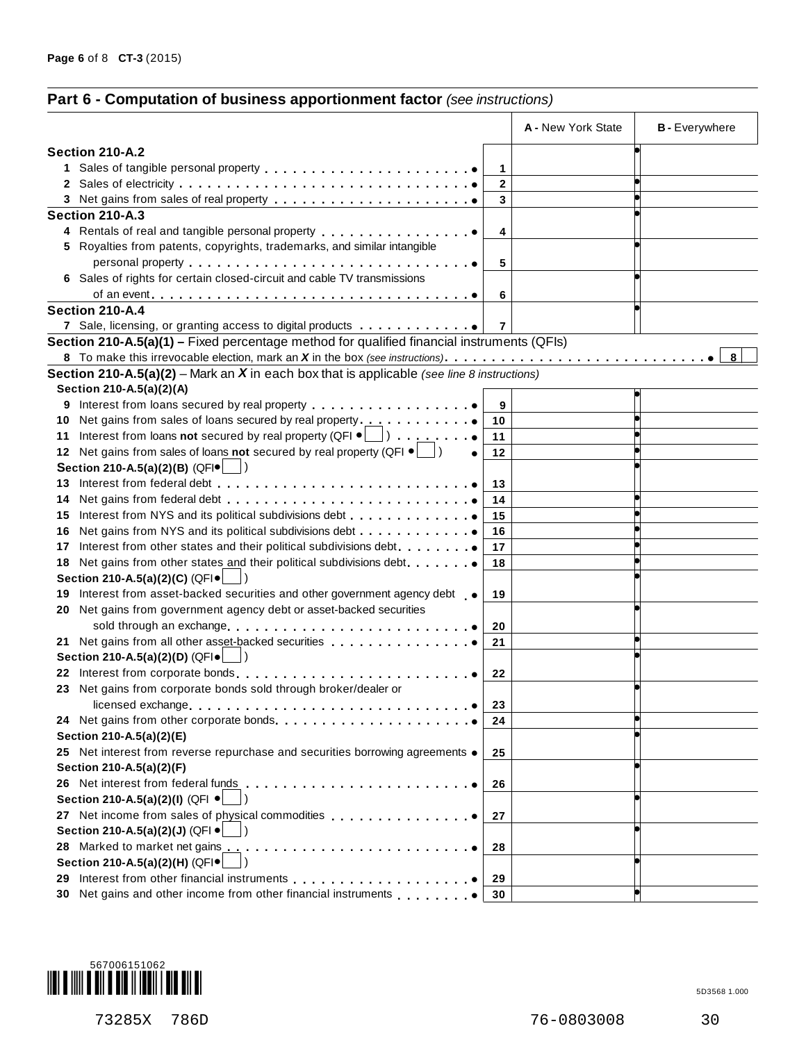## Part 6 - Computation of business apportionment factor *(see instructions)*

| | | A - New York State | B - Everywhere |
|---|---|---|---|
| **Section 210-A.2** | | | |
| 1 Sales of tangible personal property | 1 | | |
| 2 Sales of electricity | 2 | | |
| 3 Net gains from sales of real property | 3 | | |
| **Section 210-A.3** | | | |
| 4 Rentals of real and tangible personal property | 4 | | |
| 5 Royalties from patents, copyrights, trademarks, and similar intangible personal property | 5 | | |
| 6 Sales of rights for certain closed-circuit and cable TV transmissions of an event | 6 | | |
| **Section 210-A.4** | | | |
| 7 Sale, licensing, or granting access to digital products | 7 | | |

**Section 210-A.5(a)(1) –** Fixed percentage method for qualified financial instruments (QFIs)

8 To make this irrevocable election, mark an ***X*** in the box *(see instructions)* ........ 8 [ ]

**Section 210-A.5(a)(2)** – Mark an ***X*** in each box that is applicable *(see line 8 instructions)*

| | | A - New York State | B - Everywhere |
|---|---|---|---|
| **Section 210-A.5(a)(2)(A)** | | | |
| 9 Interest from loans secured by real property | 9 | | |
| 10 Net gains from sales of loans secured by real property | 10 | | |
| 11 Interest from loans **not** secured by real property (QFI [ ]) | 11 | | |
| 12 Net gains from sales of loans **not** secured by real property (QFI [ ]) | 12 | | |
| **Section 210-A.5(a)(2)(B)** (QFI [ ]) | | | |
| 13 Interest from federal debt | 13 | | |
| 14 Net gains from federal debt | 14 | | |
| 15 Interest from NYS and its political subdivisions debt | 15 | | |
| 16 Net gains from NYS and its political subdivisions debt | 16 | | |
| 17 Interest from other states and their political subdivisions debt | 17 | | |
| 18 Net gains from other states and their political subdivisions debt | 18 | | |
| **Section 210-A.5(a)(2)(C)** (QFI [ ]) | | | |
| 19 Interest from asset-backed securities and other government agency debt | 19 | | |
| 20 Net gains from government agency debt or asset-backed securities sold through an exchange | 20 | | |
| 21 Net gains from all other asset-backed securities | 21 | | |
| **Section 210-A.5(a)(2)(D)** (QFI [ ]) | | | |
| 22 Interest from corporate bonds | 22 | | |
| 23 Net gains from corporate bonds sold through broker/dealer or licensed exchange | 23 | | |
| 24 Net gains from other corporate bonds | 24 | | |
| **Section 210-A.5(a)(2)(E)** | | | |
| 25 Net interest from reverse repurchase and securities borrowing agreements | 25 | | |
| **Section 210-A.5(a)(2)(F)** | | | |
| 26 Net interest from federal funds | 26 | | |
| **Section 210-A.5(a)(2)(I)** (QFI [ ]) | | | |
| 27 Net income from sales of physical commodities | 27 | | |
| **Section 210-A.5(a)(2)(J)** (QFI [ ]) | | | |
| 28 Marked to market net gains | 28 | | |
| **Section 210-A.5(a)(2)(H)** (QFI [ ]) | | | |
| 29 Interest from other financial instruments | 29 | | |
| 30 Net gains and other income from other financial instruments | 30 | | |

567006151062

5D3568 1.000

73285X 786D 76-0803008 30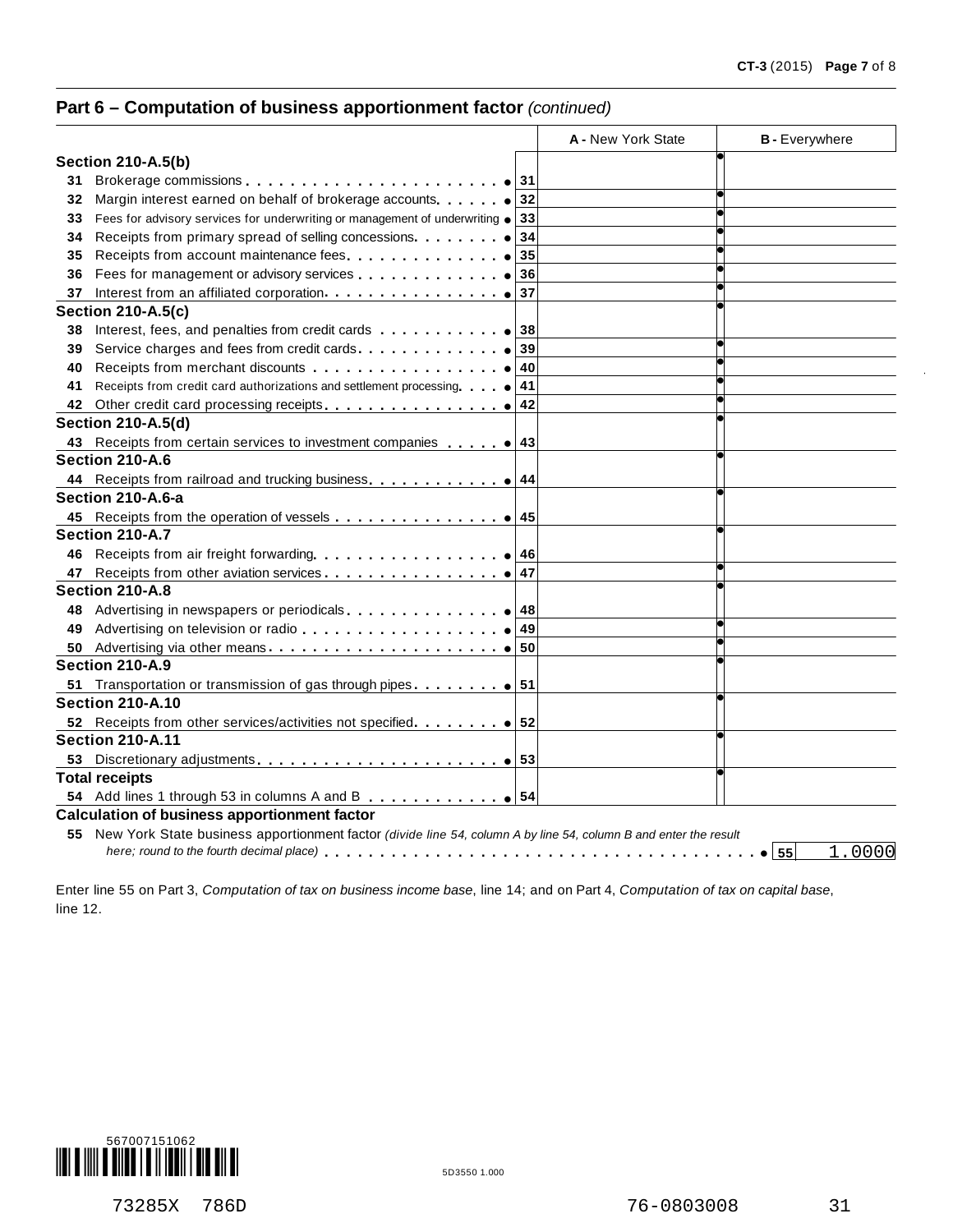## Part 6 – Computation of business apportionment factor *(continued)*

| | | A - New York State | B - Everywhere |
|---|---|---|---|
| **Section 210-A.5(b)** | | | |
| 31 Brokerage commissions | 31 | | |
| 32 Margin interest earned on behalf of brokerage accounts | 32 | | |
| 33 Fees for advisory services for underwriting or management of underwriting | 33 | | |
| 34 Receipts from primary spread of selling concessions | 34 | | |
| 35 Receipts from account maintenance fees | 35 | | |
| 36 Fees for management or advisory services | 36 | | |
| 37 Interest from an affiliated corporation | 37 | | |
| **Section 210-A.5(c)** | | | |
| 38 Interest, fees, and penalties from credit cards | 38 | | |
| 39 Service charges and fees from credit cards | 39 | | |
| 40 Receipts from merchant discounts | 40 | | |
| 41 Receipts from credit card authorizations and settlement processing | 41 | | |
| 42 Other credit card processing receipts | 42 | | |
| **Section 210-A.5(d)** | | | |
| 43 Receipts from certain services to investment companies | 43 | | |
| **Section 210-A.6** | | | |
| 44 Receipts from railroad and trucking business | 44 | | |
| **Section 210-A.6-a** | | | |
| 45 Receipts from the operation of vessels | 45 | | |
| **Section 210-A.7** | | | |
| 46 Receipts from air freight forwarding | 46 | | |
| 47 Receipts from other aviation services | 47 | | |
| **Section 210-A.8** | | | |
| 48 Advertising in newspapers or periodicals | 48 | | |
| 49 Advertising on television or radio | 49 | | |
| 50 Advertising via other means | 50 | | |
| **Section 210-A.9** | | | |
| 51 Transportation or transmission of gas through pipes | 51 | | |
| **Section 210-A.10** | | | |
| 52 Receipts from other services/activities not specified | 52 | | |
| **Section 210-A.11** | | | |
| 53 Discretionary adjustments | 53 | | |
| **Total receipts** | | | |
| 54 Add lines 1 through 53 in columns A and B | 54 | | |

**Calculation of business apportionment factor**

55 New York State business apportionment factor *(divide line 54, column A by line 54, column B and enter the result here; round to the fourth decimal place)* . . . . . 55 1.0000

Enter line 55 on Part 3, *Computation of tax on business income base*, line 14; and on Part 4, *Computation of tax on capital base*, line 12.

567007151062

5D3550 1.000

73285X 786D 76-0803008 31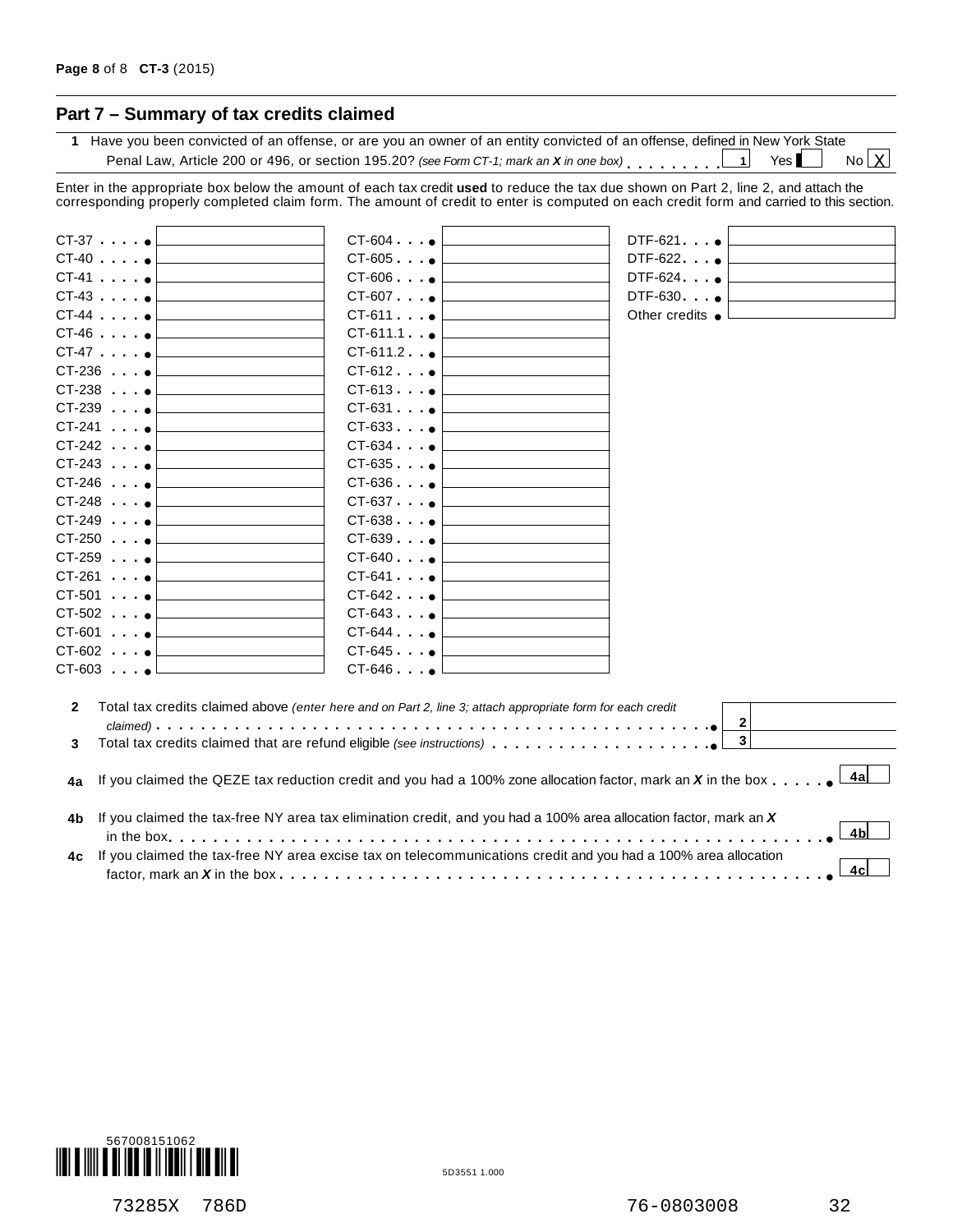## Part 7 – Summary of tax credits claimed

**1** Have you been convicted of an offense, or are you an owner of an entity convicted of an offense, defined in New York State Penal Law, Article 200 or 496, or section 195.20? *(see Form CT-1; mark an X in one box)* . . . . . . . . **1** Yes ☐ No ☒

Enter in the appropriate box below the amount of each tax credit **used** to reduce the tax due shown on Part 2, line 2, and attach the corresponding properly completed claim form. The amount of credit to enter is computed on each credit form and carried to this section.

| Form | Amount | Form | Amount | Form | Amount |
|---|---|---|---|---|---|
| CT-37 | | CT-604 | | DTF-621 | |
| CT-40 | | CT-605 | | DTF-622 | |
| CT-41 | | CT-606 | | DTF-624 | |
| CT-43 | | CT-607 | | DTF-630 | |
| CT-44 | | CT-611 | | Other credits | |
| CT-46 | | CT-611.1 | | | |
| CT-47 | | CT-611.2 | | | |
| CT-236 | | CT-612 | | | |
| CT-238 | | CT-613 | | | |
| CT-239 | | CT-631 | | | |
| CT-241 | | CT-633 | | | |
| CT-242 | | CT-634 | | | |
| CT-243 | | CT-635 | | | |
| CT-246 | | CT-636 | | | |
| CT-248 | | CT-637 | | | |
| CT-249 | | CT-638 | | | |
| CT-250 | | CT-639 | | | |
| CT-259 | | CT-640 | | | |
| CT-261 | | CT-641 | | | |
| CT-501 | | CT-642 | | | |
| CT-502 | | CT-643 | | | |
| CT-601 | | CT-644 | | | |
| CT-602 | | CT-645 | | | |
| CT-603 | | CT-646 | | | |

**2** Total tax credits claimed above *(enter here and on Part 2, line 3; attach appropriate form for each credit claimed)* . . . . . **2**

**3** Total tax credits claimed that are refund eligible *(see instructions)* . . . . . **3**

**4a** If you claimed the QEZE tax reduction credit and you had a 100% zone allocation factor, mark an ***X*** in the box . . . . . **4a** ☐

**4b** If you claimed the tax-free NY area tax elimination credit, and you had a 100% area allocation factor, mark an ***X*** in the box . . . . . **4b** ☐

**4c** If you claimed the tax-free NY area excise tax on telecommunications credit and you had a 100% area allocation factor, mark an ***X*** in the box . . . . . **4c** ☐

567008151062

5D3551 1.000

73285X 786D 76-0803008 32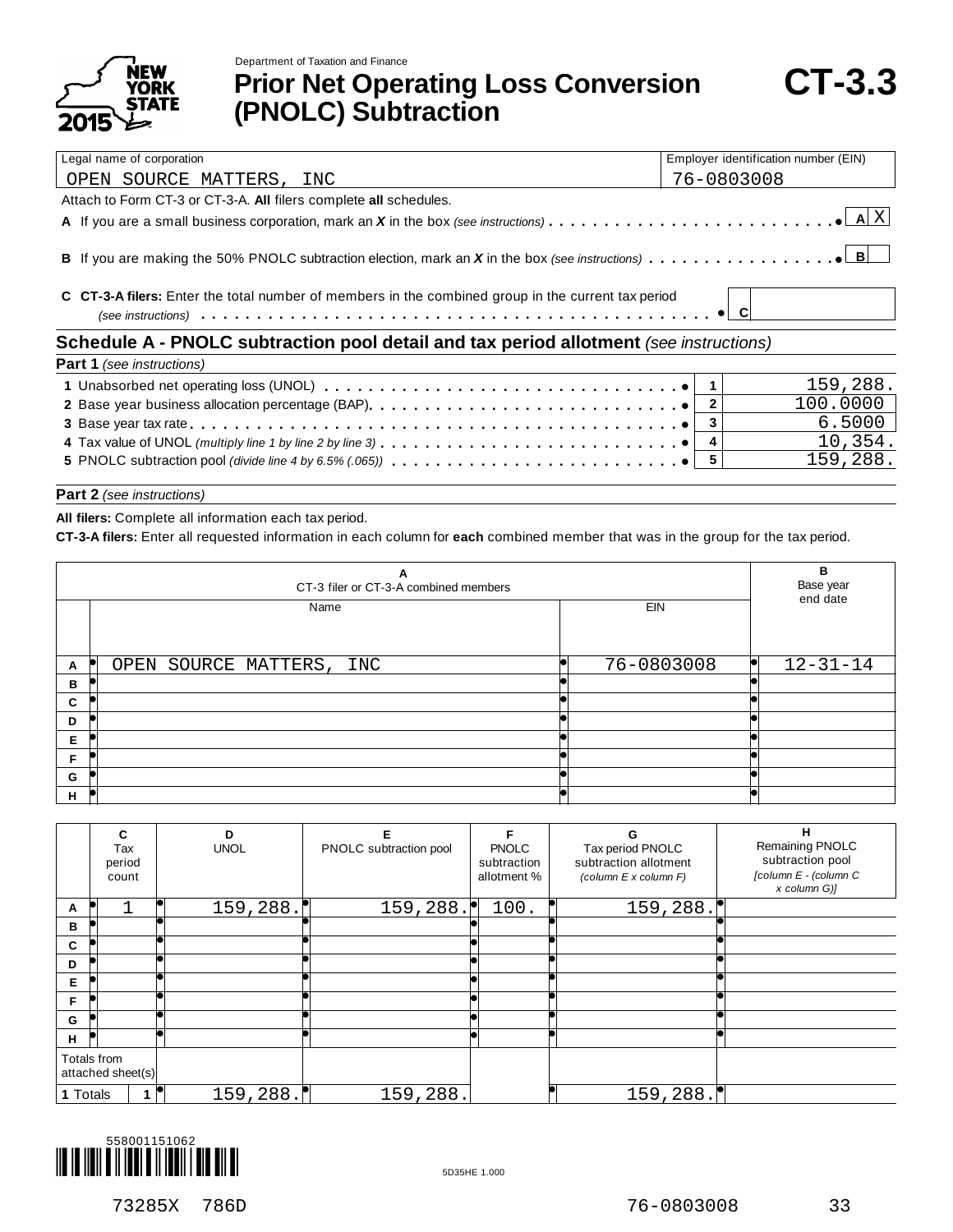Department of Taxation and Finance

# Prior Net Operating Loss Conversion (PNOLC) Subtraction

# CT-3.3

NEW YORK STATE 2015

| Legal name of corporation | Employer identification number (EIN) |
|---|---|
| OPEN SOURCE MATTERS, INC | 76-0803008 |

Attach to Form CT-3 or CT-3-A. **All** filers complete **all** schedules.

**A** If you are a small business corporation, mark an ***X*** in the box *(see instructions)* . . . . . . . . . . . . . . . . . . . . . . . . . . ● **A** X

**B** If you are making the 50% PNOLC subtraction election, mark an ***X*** in the box *(see instructions)* . . . . . . . . . . . . . . . . . ● **B**

**C** **CT-3-A filers:** Enter the total number of members in the combined group in the current tax period *(see instructions)* . . . . . . . . . . . . . . . . . . . . . . . . . . . . . . . . . . . . . . . . . . . . . . ● **C**

## Schedule A - PNOLC subtraction pool detail and tax period allotment *(see instructions)*

**Part 1** *(see instructions)*

| | | |
|---|---|---|
| **1** Unabsorbed net operating loss (UNOL) . . . . . . . . . . . . . . . . . . . . . . . . . . . . . . . . ● | 1 | 159,288. |
| **2** Base year business allocation percentage (BAP) . . . . . . . . . . . . . . . . . . . . . . . . . . . ● | 2 | 100.0000 |
| **3** Base year tax rate . . . . . . . . . . . . . . . . . . . . . . . . . . . . . . . . . . . . . . . . . . . . . . . ● | 3 | 6.5000 |
| **4** Tax value of UNOL *(multiply line 1 by line 2 by line 3)* . . . . . . . . . . . . . . . . . . . . . . . . ● | 4 | 10,354. |
| **5** PNOLC subtraction pool *(divide line 4 by 6.5% (.065))* . . . . . . . . . . . . . . . . . . . . . . . . ● | 5 | 159,288. |

**Part 2** *(see instructions)*

**All filers:** Complete all information each tax period.

**CT-3-A filers:** Enter all requested information in each column for **each** combined member that was in the group for the tax period.

| | A CT-3 filer or CT-3-A combined members — Name | EIN | B Base year end date |
|---|---|---|---|
| A | OPEN SOURCE MATTERS, INC | 76-0803008 | 12-31-14 |
| B | | | |
| C | | | |
| D | | | |
| E | | | |
| F | | | |
| G | | | |
| H | | | |

| | C Tax period count | D UNOL | E PNOLC subtraction pool | F PNOLC subtraction allotment % | G Tax period PNOLC subtraction allotment *(column E x column F)* | H Remaining PNOLC subtraction pool *[column E - (column C x column G)]* |
|---|---|---|---|---|---|---|
| A | 1 | 159,288. | 159,288. | 100. | 159,288. | |
| B | | | | | | |
| C | | | | | | |
| D | | | | | | |
| E | | | | | | |
| F | | | | | | |
| G | | | | | | |
| H | | | | | | |
| Totals from attached sheet(s) | | | | | | |
| **1** Totals | 1 | 159,288. | 159,288. | | 159,288. | |

558001151062

5D35HE 1.000

73285X 786D 76-0803008 33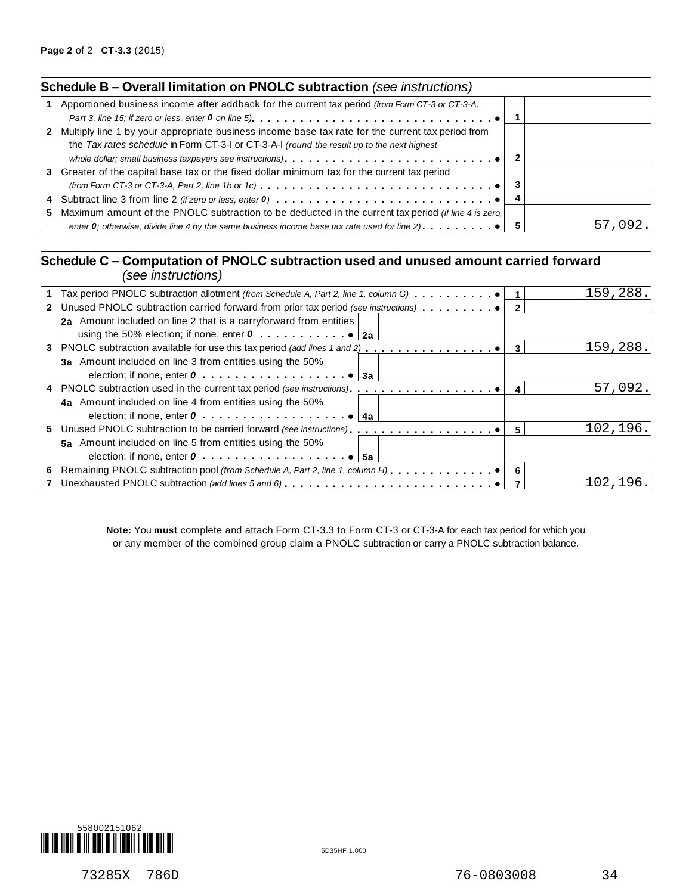## Schedule B – Overall limitation on PNOLC subtraction *(see instructions)*

| | | | |
|---|---|---|---|
| 1 | Apportioned business income after addback for the current tax period *(from Form CT-3 or CT-3-A, Part 3, line 15; if zero or less, enter **0** on line 5)* | 1 | |
| 2 | Multiply line 1 by your appropriate business income base tax rate for the current tax period from the *Tax rates schedule* in Form CT-3-I or CT-3-A-I *(round the result up to the next highest whole dollar; small business taxpayers see instructions)* | 2 | |
| 3 | Greater of the capital base tax or the fixed dollar minimum tax for the current tax period *(from Form CT-3 or CT-3-A, Part 2, line 1b or 1c)* | 3 | |
| 4 | Subtract line 3 from line 2 *(if zero or less, enter **0**)* | 4 | |
| 5 | Maximum amount of the PNOLC subtraction to be deducted in the current tax period *(if line 4 is zero, enter **0**; otherwise, divide line 4 by the same business income base tax rate used for line 2)* | 5 | 57,092. |

## Schedule C – Computation of PNOLC subtraction used and unused amount carried forward *(see instructions)*

| | | | | | |
|---|---|---|---|---|---|
| 1 | Tax period PNOLC subtraction allotment *(from Schedule A, Part 2, line 1, column G)* | | | 1 | 159,288. |
| 2 | Unused PNOLC subtraction carried forward from prior tax period *(see instructions)* | | | 2 | |
| | **2a** Amount included on line 2 that is a carryforward from entities using the 50% election; if none, enter **0** | 2a | | | |
| 3 | PNOLC subtraction available for use this tax period *(add lines 1 and 2)* | | | 3 | 159,288. |
| | **3a** Amount included on line 3 from entities using the 50% election; if none, enter **0** | 3a | | | |
| 4 | PNOLC subtraction used in the current tax period *(see instructions)* | | | 4 | 57,092. |
| | **4a** Amount included on line 4 from entities using the 50% election; if none, enter **0** | 4a | | | |
| 5 | Unused PNOLC subtraction to be carried forward *(see instructions)* | | | 5 | 102,196. |
| | **5a** Amount included on line 5 from entities using the 50% election; if none, enter **0** | 5a | | | |
| 6 | Remaining PNOLC subtraction pool *(from Schedule A, Part 2, line 1, column H)* | | | 6 | |
| 7 | Unexhausted PNOLC subtraction *(add lines 5 and 6)* | | | 7 | 102,196. |

**Note:** You **must** complete and attach Form CT-3.3 to Form CT-3 or CT-3-A for each tax period for which you or any member of the combined group claim a PNOLC subtraction or carry a PNOLC subtraction balance.

558002151062

5D35HF 1.000

73285X 786D 76-0803008 34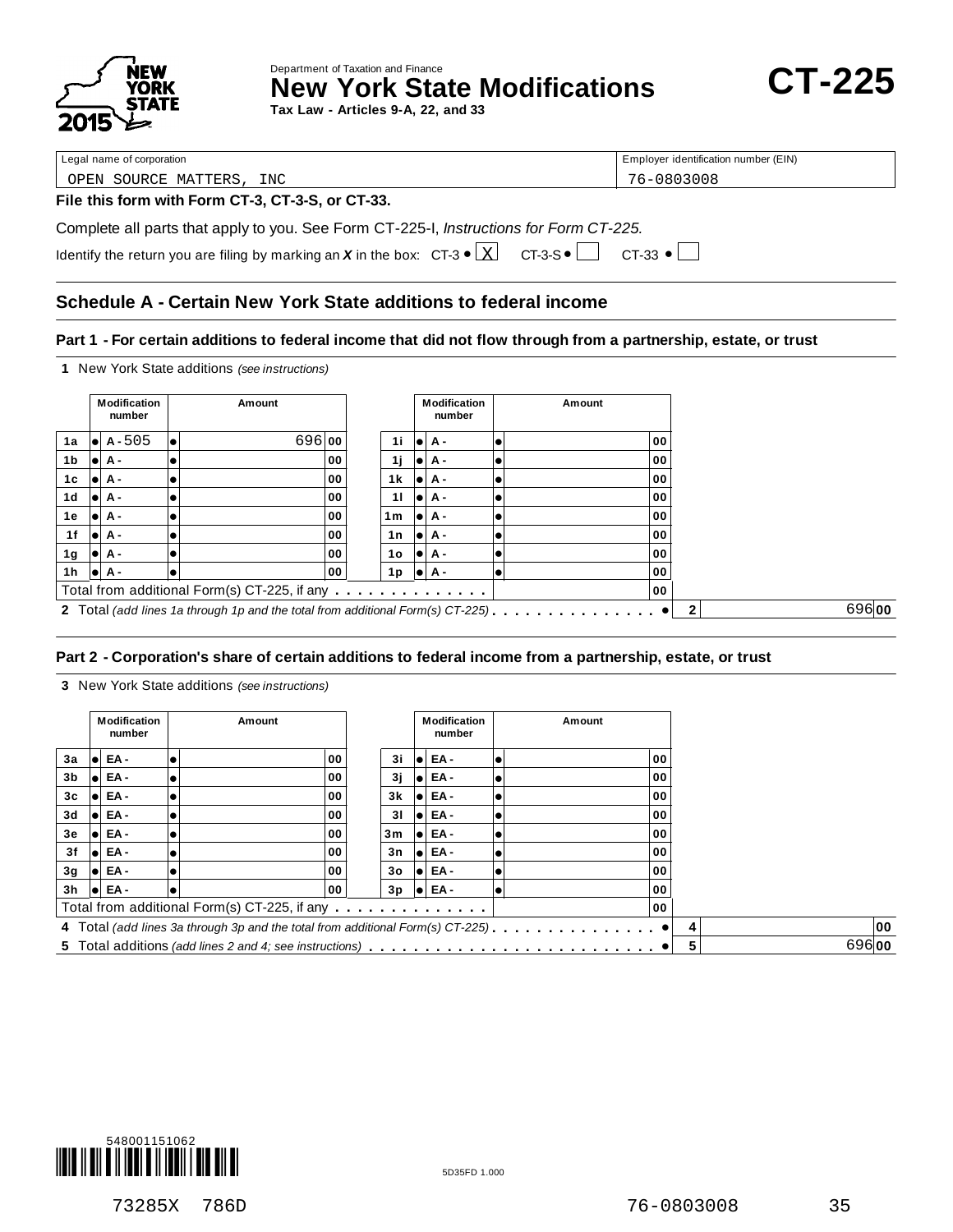Department of Taxation and Finance

# New York State Modifications

**Tax Law - Articles 9-A, 22, and 33**

# CT-225

| Legal name of corporation | Employer identification number (EIN) |
|---|---|
| OPEN SOURCE MATTERS, INC | 76-0803008 |

**File this form with Form CT-3, CT-3-S, or CT-33.**

Complete all parts that apply to you. See Form CT-225-I, *Instructions for Form CT-225.*

Identify the return you are filing by marking an *X* in the box: CT-3 ● [X] CT-3-S ● [ ] CT-33 ● [ ]

## Schedule A - Certain New York State additions to federal income

### Part 1 - For certain additions to federal income that did not flow through from a partnership, estate, or trust

**1** New York State additions *(see instructions)*

| | Modification number | Amount | | Modification number | Amount |
|---|---|---|---|---|---|
| 1a | ● A-505 | ● 696 00 | 1i | ● A - | ● 00 |
| 1b | ● A - | ● 00 | 1j | ● A - | ● 00 |
| 1c | ● A - | ● 00 | 1k | ● A - | ● 00 |
| 1d | ● A - | ● 00 | 1l | ● A - | ● 00 |
| 1e | ● A - | ● 00 | 1m | ● A - | ● 00 |
| 1f | ● A - | ● 00 | 1n | ● A - | ● 00 |
| 1g | ● A - | ● 00 | 1o | ● A - | ● 00 |
| 1h | ● A - | ● 00 | 1p | ● A - | ● 00 |
| Total from additional Form(s) CT-225, if any | | | | | 00 |

**2** Total *(add lines 1a through 1p and the total from additional Form(s) CT-225)* . . . . . ● **2** 696 00

### Part 2 - Corporation's share of certain additions to federal income from a partnership, estate, or trust

**3** New York State additions *(see instructions)*

| | Modification number | Amount | | Modification number | Amount |
|---|---|---|---|---|---|
| 3a | ● EA - | ● 00 | 3i | ● EA - | ● 00 |
| 3b | ● EA - | ● 00 | 3j | ● EA - | ● 00 |
| 3c | ● EA - | ● 00 | 3k | ● EA - | ● 00 |
| 3d | ● EA - | ● 00 | 3l | ● EA - | ● 00 |
| 3e | ● EA - | ● 00 | 3m | ● EA - | ● 00 |
| 3f | ● EA - | ● 00 | 3n | ● EA - | ● 00 |
| 3g | ● EA - | ● 00 | 3o | ● EA - | ● 00 |
| 3h | ● EA - | ● 00 | 3p | ● EA - | ● 00 |
| Total from additional Form(s) CT-225, if any | | | | | 00 |

**4** Total *(add lines 3a through 3p and the total from additional Form(s) CT-225)* . . . . . ● **4** 00

**5** Total additions *(add lines 2 and 4; see instructions)* . . . . . ● **5** 696 00

548001151062

5D35FD 1.000

73285X 786D 76-0803008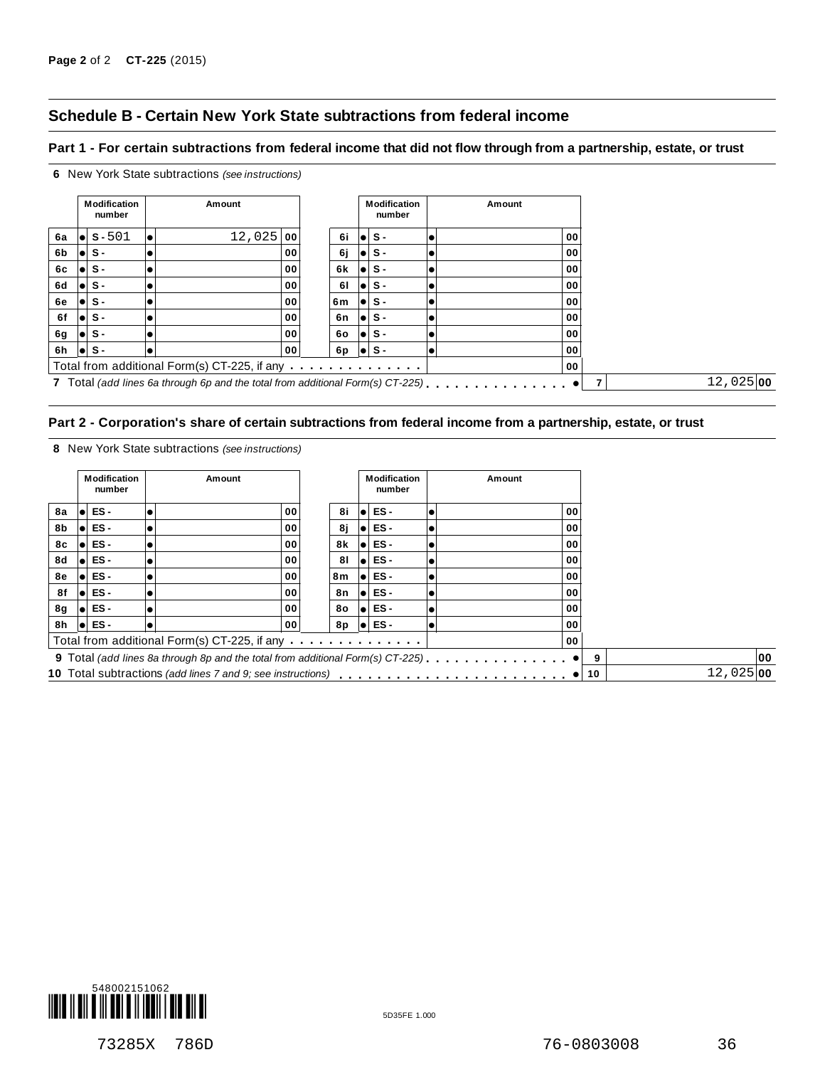## Schedule B - Certain New York State subtractions from federal income

### Part 1 - For certain subtractions from federal income that did not flow through from a partnership, estate, or trust

**6** New York State subtractions *(see instructions)*

| | Modification number | Amount | | Modification number | Amount |
|---|---|---|---|---|---|
| 6a | S-501 | 12,025 00 | 6i | S- | 00 |
| 6b | S- | 00 | 6j | S- | 00 |
| 6c | S- | 00 | 6k | S- | 00 |
| 6d | S- | 00 | 6l | S- | 00 |
| 6e | S- | 00 | 6m | S- | 00 |
| 6f | S- | 00 | 6n | S- | 00 |
| 6g | S- | 00 | 6o | S- | 00 |
| 6h | S- | 00 | 6p | S- | 00 |

Total from additional Form(s) CT-225, if any . . . . . . . . . . . . . . 00

**7** Total *(add lines 6a through 6p and the total from additional Form(s) CT-225)* . . . . . . . . . . . . . . . **7** 12,025 00

### Part 2 - Corporation's share of certain subtractions from federal income from a partnership, estate, or trust

**8** New York State subtractions *(see instructions)*

| | Modification number | Amount | | Modification number | Amount |
|---|---|---|---|---|---|
| 8a | ES- | 00 | 8i | ES- | 00 |
| 8b | ES- | 00 | 8j | ES- | 00 |
| 8c | ES- | 00 | 8k | ES- | 00 |
| 8d | ES- | 00 | 8l | ES- | 00 |
| 8e | ES- | 00 | 8m | ES- | 00 |
| 8f | ES- | 00 | 8n | ES- | 00 |
| 8g | ES- | 00 | 8o | ES- | 00 |
| 8h | ES- | 00 | 8p | ES- | 00 |

Total from additional Form(s) CT-225, if any . . . . . . . . . . . . . . 00

**9** Total *(add lines 8a through 8p and the total from additional Form(s) CT-225)* . . . . . . . . . . . . . . . **9** 00

**10** Total subtractions *(add lines 7 and 9; see instructions)* . . . . . . . . . . . . . . . . . . . . . . . **10** 12,025 00

548002151062

5D35FE 1.000

73285X 786D 76-0803008 36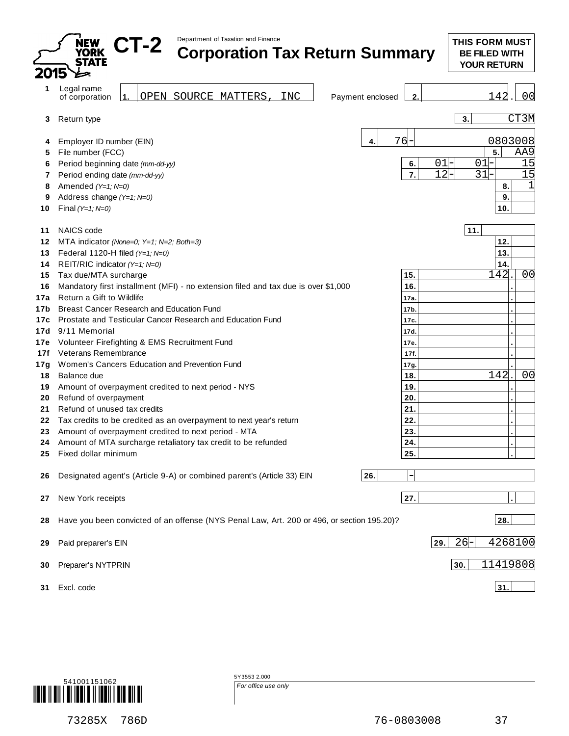NEW YORK STATE 2015

# CT-2

Department of Taxation and Finance

## Corporation Tax Return Summary

**THIS FORM MUST BE FILED WITH YOUR RETURN**

| Line | Description | Box | Value |
|---|---|---|---|
| 1 | Legal name of corporation | 1. | OPEN SOURCE MATTERS, INC |
| | Payment enclosed | 2. | 142.00 |
| 3 | Return type | 3. | CT3M |
| 4 | Employer ID number (EIN) | 4. | 76-0803008 |
| 5 | File number (FCC) | 5. | AA9 |
| 6 | Period beginning date *(mm-dd-yy)* | 6. | 01-01-15 |
| 7 | Period ending date *(mm-dd-yy)* | 7. | 12-31-15 |
| 8 | Amended *(Y=1; N=0)* | 8. | 1 |
| 9 | Address change *(Y=1; N=0)* | 9. | |
| 10 | Final *(Y=1; N=0)* | 10. | |
| 11 | NAICS code | 11. | |
| 12 | MTA indicator *(None=0; Y=1; N=2; Both=3)* | 12. | |
| 13 | Federal 1120-H filed *(Y=1; N=0)* | 13. | |
| 14 | REIT/RIC indicator *(Y=1; N=0)* | 14. | |
| 15 | Tax due/MTA surcharge | 15. | 142.00 |
| 16 | Mandatory first installment (MFI) - no extension filed and tax due is over $1,000 | 16. | . |
| 17a | Return a Gift to Wildlife | 17a. | . |
| 17b | Breast Cancer Research and Education Fund | 17b. | . |
| 17c | Prostate and Testicular Cancer Research and Education Fund | 17c. | . |
| 17d | 9/11 Memorial | 17d. | . |
| 17e | Volunteer Firefighting & EMS Recruitment Fund | 17e. | . |
| 17f | Veterans Remembrance | 17f. | . |
| 17g | Women's Cancers Education and Prevention Fund | 17g. | . |
| 18 | Balance due | 18. | 142.00 |
| 19 | Amount of overpayment credited to next period - NYS | 19. | . |
| 20 | Refund of overpayment | 20. | . |
| 21 | Refund of unused tax credits | 21. | . |
| 22 | Tax credits to be credited as an overpayment to next year's return | 22. | . |
| 23 | Amount of overpayment credited to next period - MTA | 23. | . |
| 24 | Amount of MTA surcharge retaliatory tax credit to be refunded | 24. | . |
| 25 | Fixed dollar minimum | 25. | . |
| 26 | Designated agent's (Article 9-A) or combined parent's (Article 33) EIN | 26. | - |
| 27 | New York receipts | 27. | . |
| 28 | Have you been convicted of an offense (NYS Penal Law, Art. 200 or 496, or section 195.20)? | 28. | |
| 29 | Paid preparer's EIN | 29. | 26-4268100 |
| 30 | Preparer's NYTPRIN | 30. | 11419808 |
| 31 | Excl. code | 31. | |

541001151062

5Y3553 2.000

*For office use only*

73285X 786D 76-0803008 37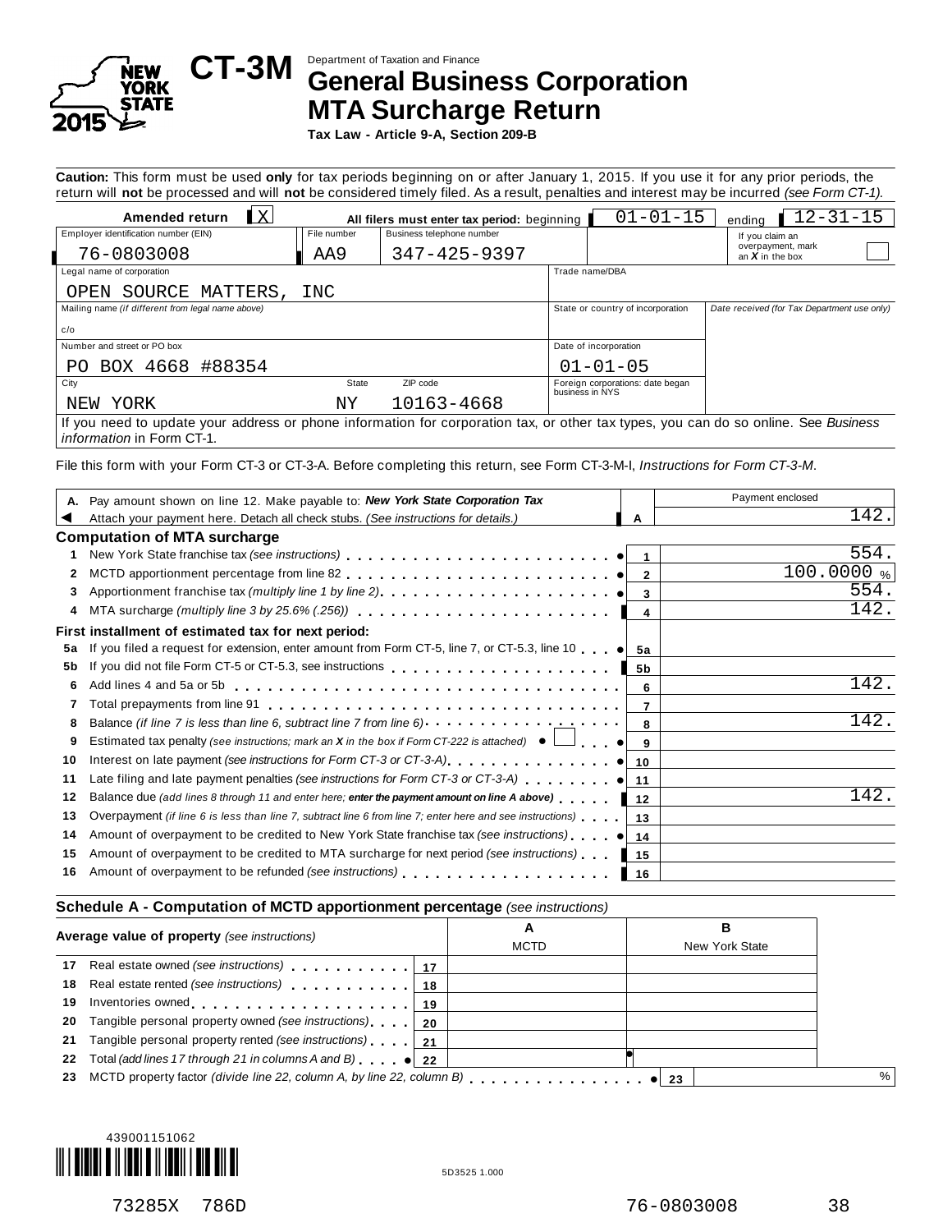# CT-3M

Department of Taxation and Finance

## General Business Corporation MTA Surcharge Return

**Tax Law - Article 9-A, Section 209-B**

NEW YORK STATE 2015

**Caution:** This form must be used **only** for tax periods beginning on or after January 1, 2015. If you use it for any prior periods, the return will **not** be processed and will **not** be considered timely filed. As a result, penalties and interest may be incurred *(see Form CT-1).*

| | | | | |
|---|---|---|---|---|
| Amended return [X] | **All filers must enter tax period:** beginning 01-01-15 | ending 12-31-15 | | |
| Employer identification number (EIN): 76-0803008 | File number: AA9 | Business telephone number: 347-425-9397 | | If you claim an overpayment, mark an *X* in the box [ ] |
| Legal name of corporation: OPEN SOURCE MATTERS, INC | | | Trade name/DBA | |
| Mailing name *(if different from legal name above)*: c/o | | | State or country of incorporation | *Date received (for Tax Department use only)* |
| Number and street or PO box: PO BOX 4668 #88354 | | | Date of incorporation: 01-01-05 | |
| City: NEW YORK | State: NY | ZIP code: 10163-4668 | Foreign corporations: date began business in NYS | |

If you need to update your address or phone information for corporation tax, or other tax types, you can do so online. See *Business information* in Form CT-1.

File this form with your Form CT-3 or CT-3-A. Before completing this return, see Form CT-3-M-I, *Instructions for Form CT-3-M*.

| | | | Payment enclosed |
|---|---|---|---|
| **A.** | Pay amount shown on line 12. Make payable to: ***New York State Corporation Tax*** Attach your payment here. Detach all check stubs. *(See instructions for details.)* | A | 142. |

### Computation of MTA surcharge

| | | | |
|---|---|---|---|
| 1 | New York State franchise tax *(see instructions)* | 1 | 554. |
| 2 | MCTD apportionment percentage from line 82 | 2 | 100.0000 % |
| 3 | Apportionment franchise tax *(multiply line 1 by line 2)* | 3 | 554. |
| 4 | MTA surcharge *(multiply line 3 by 25.6% (.256))* | 4 | 142. |
| | **First installment of estimated tax for next period:** | | |
| 5a | If you filed a request for extension, enter amount from Form CT-5, line 7, or CT-5.3, line 10 | 5a | |
| 5b | If you did not file Form CT-5 or CT-5.3, see instructions | 5b | |
| 6 | Add lines 4 and 5a or 5b | 6 | 142. |
| 7 | Total prepayments from line 91 | 7 | |
| 8 | Balance *(if line 7 is less than line 6, subtract line 7 from line 6)* | 8 | 142. |
| 9 | Estimated tax penalty *(see instructions; mark an X in the box if Form CT-222 is attached)* [ ] | 9 | |
| 10 | Interest on late payment *(see instructions for Form CT-3 or CT-3-A)* | 10 | |
| 11 | Late filing and late payment penalties *(see instructions for Form CT-3 or CT-3-A)* | 11 | |
| 12 | Balance due *(add lines 8 through 11 and enter here;* ***enter the payment amount on line A above)*** | 12 | 142. |
| 13 | Overpayment *(if line 6 is less than line 7, subtract line 6 from line 7; enter here and see instructions)* | 13 | |
| 14 | Amount of overpayment to be credited to New York State franchise tax *(see instructions)* | 14 | |
| 15 | Amount of overpayment to be credited to MTA surcharge for next period *(see instructions)* | 15 | |
| 16 | Amount of overpayment to be refunded *(see instructions)* | 16 | |

### Schedule A - Computation of MCTD apportionment percentage *(see instructions)*

| **Average value of property** *(see instructions)* | | A MCTD | B New York State |
|---|---|---|---|
| 17 Real estate owned *(see instructions)* | 17 | | |
| 18 Real estate rented *(see instructions)* | 18 | | |
| 19 Inventories owned | 19 | | |
| 20 Tangible personal property owned *(see instructions)* | 20 | | |
| 21 Tangible personal property rented *(see instructions)* | 21 | | |
| 22 Total *(add lines 17 through 21 in columns A and B)* | 22 | | |
| 23 MCTD property factor *(divide line 22, column A, by line 22, column B)* | 23 | | % |

439001151062

5D3525 1.000

73285X 786D 76-0803008 38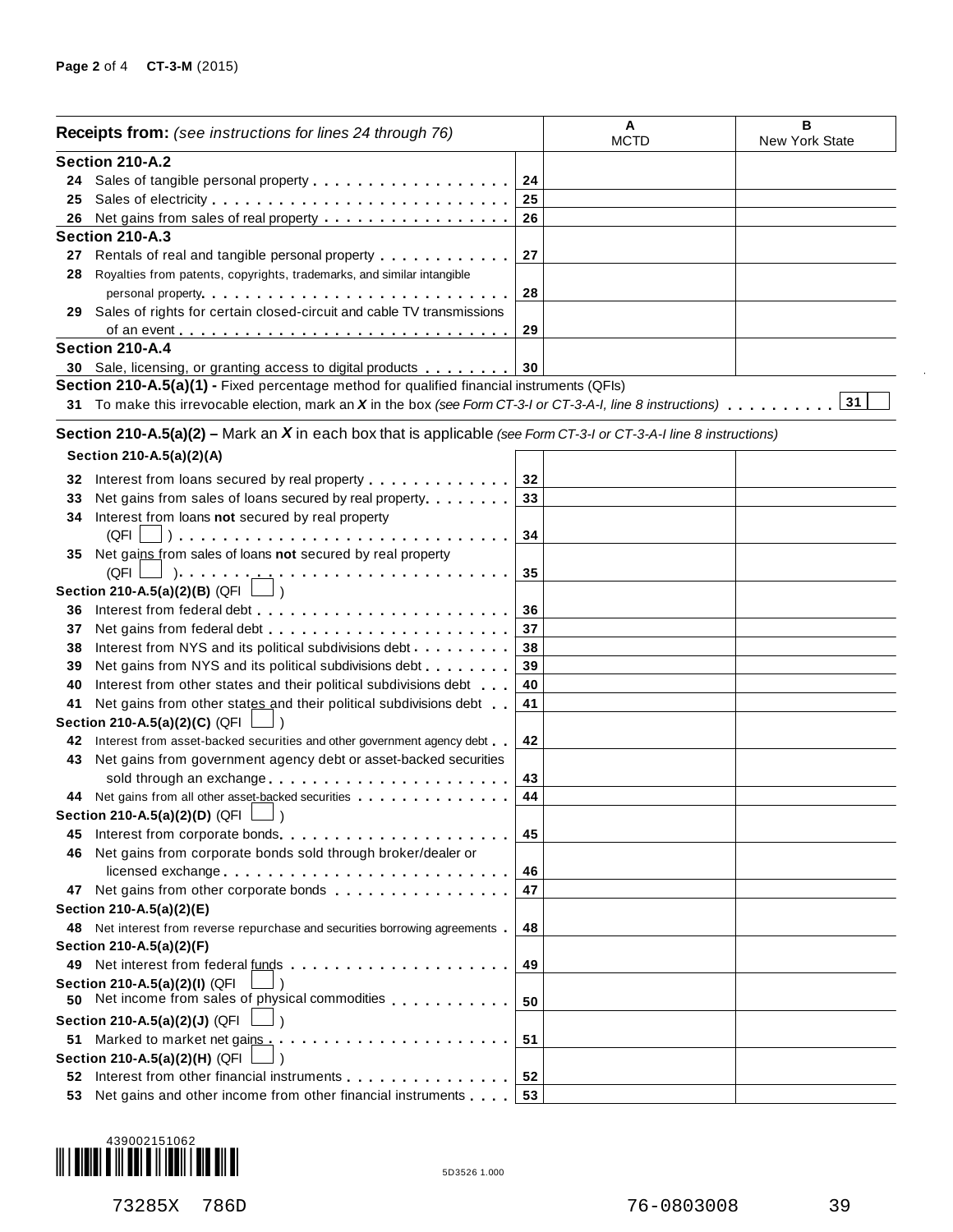| Receipts from: *(see instructions for lines 24 through 76)* | | A MCTD | B New York State |
|---|---|---|---|
| **Section 210-A.2** | | | |
| **24** Sales of tangible personal property | 24 | | |
| **25** Sales of electricity | 25 | | |
| **26** Net gains from sales of real property | 26 | | |
| **Section 210-A.3** | | | |
| **27** Rentals of real and tangible personal property | 27 | | |
| **28** Royalties from patents, copyrights, trademarks, and similar intangible personal property | 28 | | |
| **29** Sales of rights for certain closed-circuit and cable TV transmissions of an event | 29 | | |
| **Section 210-A.4** | | | |
| **30** Sale, licensing, or granting access to digital products | 30 | | |

**Section 210-A.5(a)(1) -** Fixed percentage method for qualified financial instruments (QFIs)

**31** To make this irrevocable election, mark an ***X*** in the box *(see Form CT-3-I or CT-3-A-I, line 8 instructions)* . . . **31** ☐

**Section 210-A.5(a)(2) –** Mark an ***X*** in each box that is applicable *(see Form CT-3-I or CT-3-A-I line 8 instructions)*

| | | A MCTD | B New York State |
|---|---|---|---|
| **Section 210-A.5(a)(2)(A)** | | | |
| **32** Interest from loans secured by real property | 32 | | |
| **33** Net gains from sales of loans secured by real property | 33 | | |
| **34** Interest from loans **not** secured by real property (QFI ☐ ) | 34 | | |
| **35** Net gains from sales of loans **not** secured by real property (QFI ☐ ) | 35 | | |
| **Section 210-A.5(a)(2)(B)** (QFI ☐ ) | | | |
| **36** Interest from federal debt | 36 | | |
| **37** Net gains from federal debt | 37 | | |
| **38** Interest from NYS and its political subdivisions debt | 38 | | |
| **39** Net gains from NYS and its political subdivisions debt | 39 | | |
| **40** Interest from other states and their political subdivisions debt | 40 | | |
| **41** Net gains from other states and their political subdivisions debt | 41 | | |
| **Section 210-A.5(a)(2)(C)** (QFI ☐ ) | | | |
| **42** Interest from asset-backed securities and other government agency debt | 42 | | |
| **43** Net gains from government agency debt or asset-backed securities sold through an exchange | 43 | | |
| **44** Net gains from all other asset-backed securities | 44 | | |
| **Section 210-A.5(a)(2)(D)** (QFI ☐ ) | | | |
| **45** Interest from corporate bonds | 45 | | |
| **46** Net gains from corporate bonds sold through broker/dealer or licensed exchange | 46 | | |
| **47** Net gains from other corporate bonds | 47 | | |
| **Section 210-A.5(a)(2)(E)** | | | |
| **48** Net interest from reverse repurchase and securities borrowing agreements | 48 | | |
| **Section 210-A.5(a)(2)(F)** | | | |
| **49** Net interest from federal funds | 49 | | |
| **Section 210-A.5(a)(2)(I)** (QFI ☐ ) | | | |
| **50** Net income from sales of physical commodities | 50 | | |
| **Section 210-A.5(a)(2)(J)** (QFI ☐ ) | | | |
| **51** Marked to market net gains | 51 | | |
| **Section 210-A.5(a)(2)(H)** (QFI ☐ ) | | | |
| **52** Interest from other financial instruments | 52 | | |
| **53** Net gains and other income from other financial instruments | 53 | | |

439002151062

5D3526 1.000

73285X 786D 76-0803008 39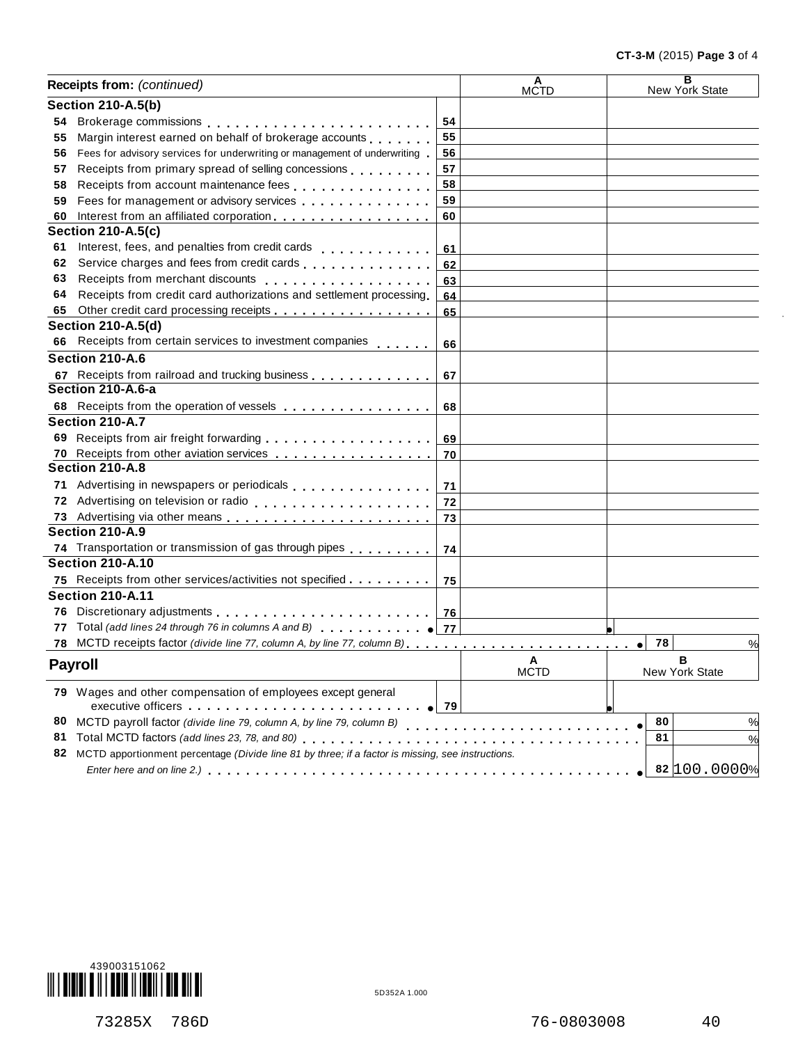| Receipts from: *(continued)* | | A MCTD | B New York State |
|---|---|---|---|
| **Section 210-A.5(b)** | | | |
| 54 Brokerage commissions | 54 | | |
| 55 Margin interest earned on behalf of brokerage accounts | 55 | | |
| 56 Fees for advisory services for underwriting or management of underwriting | 56 | | |
| 57 Receipts from primary spread of selling concessions | 57 | | |
| 58 Receipts from account maintenance fees | 58 | | |
| 59 Fees for management or advisory services | 59 | | |
| 60 Interest from an affiliated corporation | 60 | | |
| **Section 210-A.5(c)** | | | |
| 61 Interest, fees, and penalties from credit cards | 61 | | |
| 62 Service charges and fees from credit cards | 62 | | |
| 63 Receipts from merchant discounts | 63 | | |
| 64 Receipts from credit card authorizations and settlement processing | 64 | | |
| 65 Other credit card processing receipts | 65 | | |
| **Section 210-A.5(d)** | | | |
| 66 Receipts from certain services to investment companies | 66 | | |
| **Section 210-A.6** | | | |
| 67 Receipts from railroad and trucking business | 67 | | |
| **Section 210-A.6-a** | | | |
| 68 Receipts from the operation of vessels | 68 | | |
| **Section 210-A.7** | | | |
| 69 Receipts from air freight forwarding | 69 | | |
| 70 Receipts from other aviation services | 70 | | |
| **Section 210-A.8** | | | |
| 71 Advertising in newspapers or periodicals | 71 | | |
| 72 Advertising on television or radio | 72 | | |
| 73 Advertising via other means | 73 | | |
| **Section 210-A.9** | | | |
| 74 Transportation or transmission of gas through pipes | 74 | | |
| **Section 210-A.10** | | | |
| 75 Receipts from other services/activities not specified | 75 | | |
| **Section 210-A.11** | | | |
| 76 Discretionary adjustments | 76 | | |
| 77 Total *(add lines 24 through 76 in columns A and B)* | 77 | | |
| 78 MCTD receipts factor *(divide line 77, column A, by line 77, column B)* | | 78 | % |

| **Payroll** | | A MCTD | B New York State |
|---|---|---|---|
| 79 Wages and other compensation of employees except general executive officers | 79 | | |
| 80 MCTD payroll factor *(divide line 79, column A, by line 79, column B)* | | 80 | % |
| 81 Total MCTD factors *(add lines 23, 78, and 80)* | | 81 | % |
| 82 MCTD apportionment percentage *(Divide line 81 by three; if a factor is missing, see instructions. Enter here and on line 2.)* | | 82 | 100.0000% |

439003151062

5D352A 1.000

73285X 786D 76-0803008 40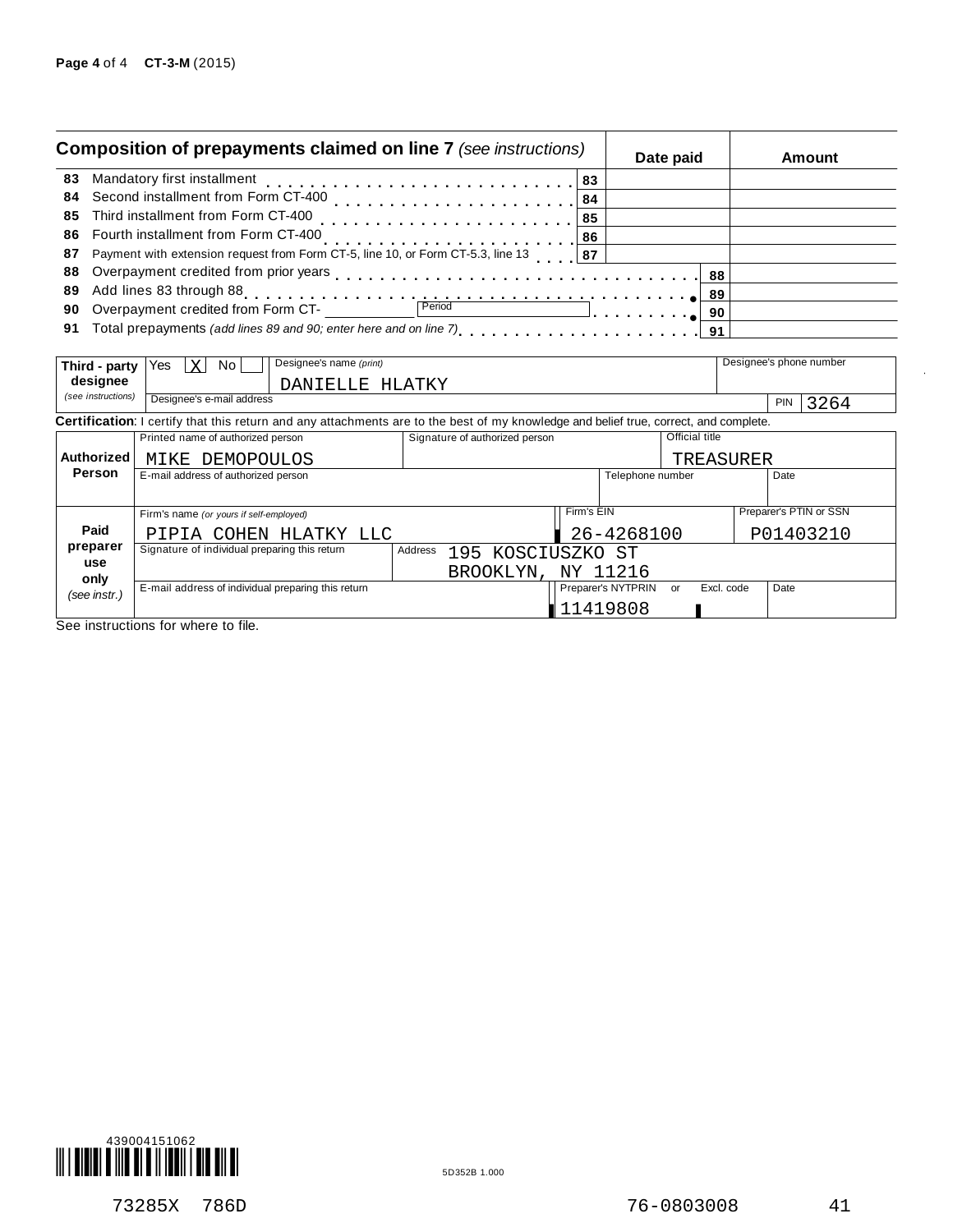## Composition of prepayments claimed on line 7 *(see instructions)*

| | | | Date paid | Amount |
|---|---|---|---|---|
| 83 | Mandatory first installment | 83 | | |
| 84 | Second installment from Form CT-400 | 84 | | |
| 85 | Third installment from Form CT-400 | 85 | | |
| 86 | Fourth installment from Form CT-400 | 86 | | |
| 87 | Payment with extension request from Form CT-5, line 10, or Form CT-5.3, line 13 | 87 | | |
| 88 | Overpayment credited from prior years | | 88 | |
| 89 | Add lines 83 through 88 | | 89 | |
| 90 | Overpayment credited from Form CT- ______ Period ______ | | 90 | |
| 91 | Total prepayments *(add lines 89 and 90; enter here and on line 7)* | | 91 | |

| | | | |
|---|---|---|---|
| **Third - party designee** *(see instructions)* | Yes X No | Designee's name *(print)* DANIELLE HLATKY | Designee's phone number |
| | Designee's e-mail address | | PIN 3264 |

**Certification**: I certify that this return and any attachments are to the best of my knowledge and belief true, correct, and complete.

| | | | | |
|---|---|---|---|---|
| **Authorized Person** | Printed name of authorized person MIKE DEMOPOULOS | Signature of authorized person | Official title TREASURER | |
| | E-mail address of authorized person | | Telephone number | Date |

| | | | | |
|---|---|---|---|---|
| **Paid preparer use only** *(see instr.)* | Firm's name *(or yours if self-employed)* PIPIA COHEN HLATKY LLC | | Firm's EIN 26-4268100 | Preparer's PTIN or SSN P01403210 |
| | Signature of individual preparing this return | Address 195 KOSCIUSZKO ST BROOKLYN, NY 11216 | | |
| | E-mail address of individual preparing this return | | Preparer's NYTPRIN or Excl. code 11419808 | Date |

See instructions for where to file.

439004151062

5D352B 1.000

73285X 786D 76-0803008 41